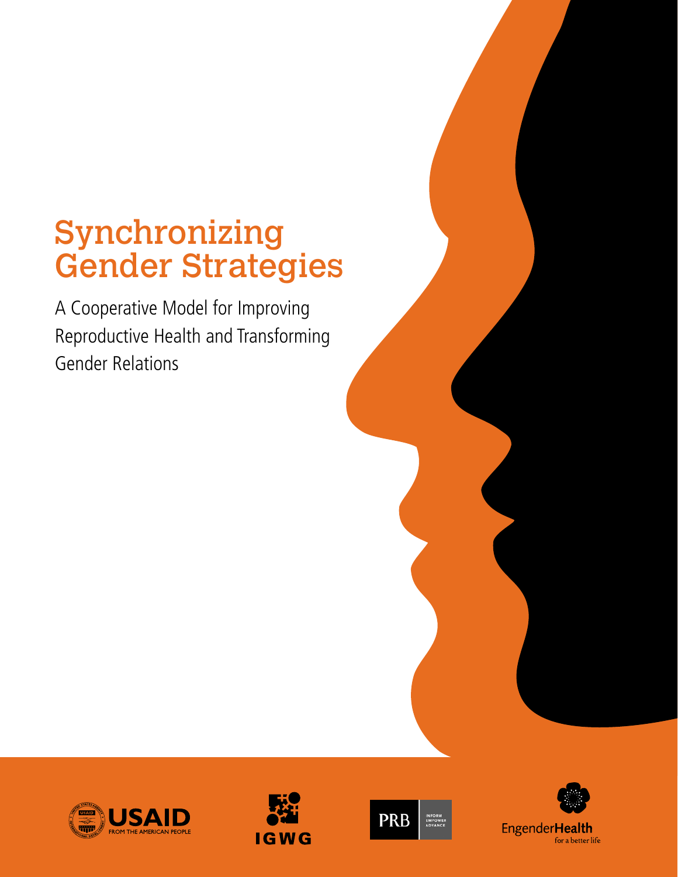# Synchronizing Gender Strategies

A Cooperative Model for Improving Reproductive Health and Transforming Gender Relations

USAID FROM THE AMERICAN PEOPLE

IGWG

PRB INFORM EMPOWER ADVANCE

EngenderHealth for a better life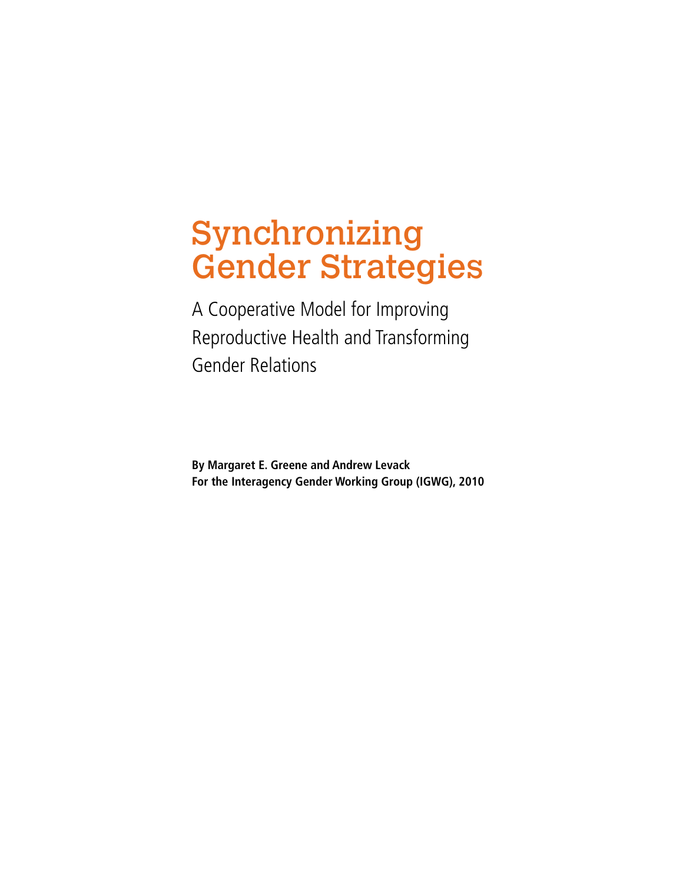# Synchronizing Gender Strategies

A Cooperative Model for Improving Reproductive Health and Transforming Gender Relations

**By Margaret E. Greene and Andrew Levack**
**For the Interagency Gender Working Group (IGWG), 2010**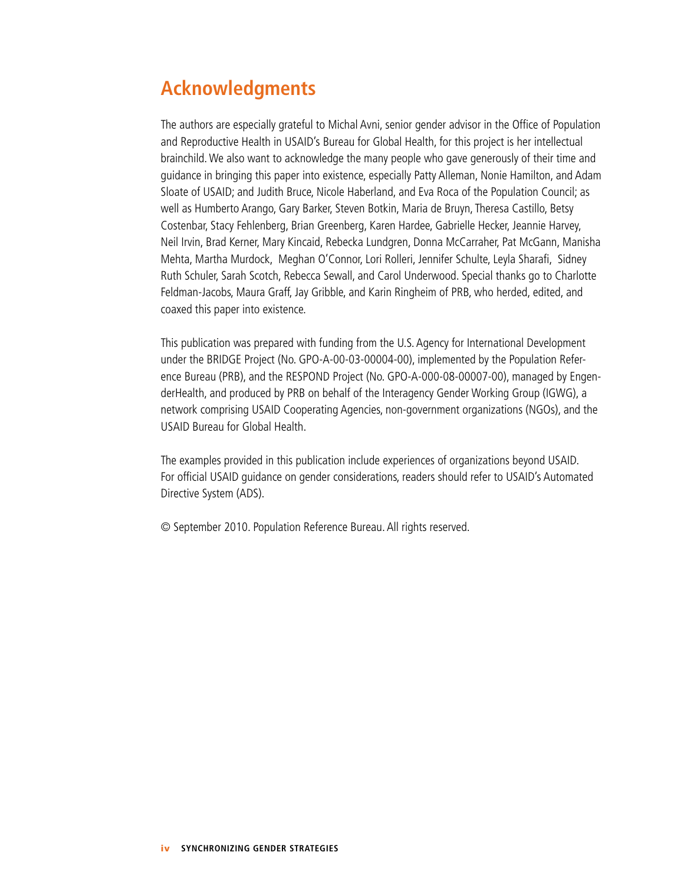## Acknowledgments

The authors are especially grateful to Michal Avni, senior gender advisor in the Office of Population and Reproductive Health in USAID's Bureau for Global Health, for this project is her intellectual brainchild. We also want to acknowledge the many people who gave generously of their time and guidance in bringing this paper into existence, especially Patty Alleman, Nonie Hamilton, and Adam Sloate of USAID; and Judith Bruce, Nicole Haberland, and Eva Roca of the Population Council; as well as Humberto Arango, Gary Barker, Steven Botkin, Maria de Bruyn, Theresa Castillo, Betsy Costenbar, Stacy Fehlenberg, Brian Greenberg, Karen Hardee, Gabrielle Hecker, Jeannie Harvey, Neil Irvin, Brad Kerner, Mary Kincaid, Rebecka Lundgren, Donna McCarraher, Pat McGann, Manisha Mehta, Martha Murdock, Meghan O'Connor, Lori Rolleri, Jennifer Schulte, Leyla Sharafi, Sidney Ruth Schuler, Sarah Scotch, Rebecca Sewall, and Carol Underwood. Special thanks go to Charlotte Feldman-Jacobs, Maura Graff, Jay Gribble, and Karin Ringheim of PRB, who herded, edited, and coaxed this paper into existence.

This publication was prepared with funding from the U.S. Agency for International Development under the BRIDGE Project (No. GPO-A-00-03-00004-00), implemented by the Population Reference Bureau (PRB), and the RESPOND Project (No. GPO-A-000-08-00007-00), managed by EngenderHealth, and produced by PRB on behalf of the Interagency Gender Working Group (IGWG), a network comprising USAID Cooperating Agencies, non-government organizations (NGOs), and the USAID Bureau for Global Health.

The examples provided in this publication include experiences of organizations beyond USAID. For official USAID guidance on gender considerations, readers should refer to USAID's Automated Directive System (ADS).

© September 2010. Population Reference Bureau. All rights reserved.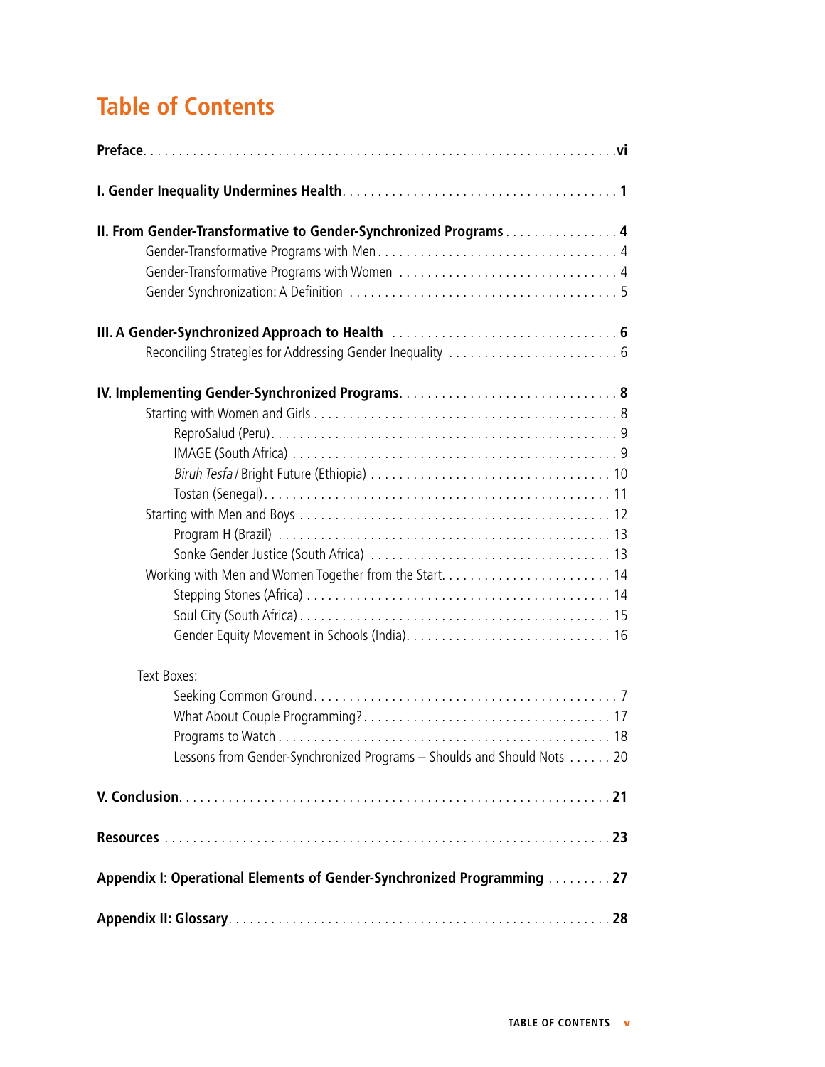# Table of Contents

**Preface** . . . . . . . . . . . . . . . . . . . . . . . . . . . . . . . . . . . . . . . . . . . . . . . . . . . . . . . . . . . . . . . . **vi**

**I. Gender Inequality Undermines Health** . . . . . . . . . . . . . . . . . . . . . . . . . . . . . . . . . . . . . . **1**

**II. From Gender-Transformative to Gender-Synchronized Programs** . . . . . . . . . . . . . . . . **4**

- Gender-Transformative Programs with Men . . . . . . . . . . . . . . . . . . . . . . . . . . . . . . . . . . 4
- Gender-Transformative Programs with Women . . . . . . . . . . . . . . . . . . . . . . . . . . . . . . . 4
- Gender Synchronization: A Definition . . . . . . . . . . . . . . . . . . . . . . . . . . . . . . . . . . . . . 5

**III. A Gender-Synchronized Approach to Health** . . . . . . . . . . . . . . . . . . . . . . . . . . . . . . . . **6**

- Reconciling Strategies for Addressing Gender Inequality . . . . . . . . . . . . . . . . . . . . . . . . 6

**IV. Implementing Gender-Synchronized Programs** . . . . . . . . . . . . . . . . . . . . . . . . . . . . . . **8**

- Starting with Women and Girls . . . . . . . . . . . . . . . . . . . . . . . . . . . . . . . . . . . . . . . . . . 8
  - ReproSalud (Peru) . . . . . . . . . . . . . . . . . . . . . . . . . . . . . . . . . . . . . . . . . . . . . . . . 9
  - IMAGE (South Africa) . . . . . . . . . . . . . . . . . . . . . . . . . . . . . . . . . . . . . . . . . . . . . . 9
  - *Biruh Tesfa* / Bright Future (Ethiopia) . . . . . . . . . . . . . . . . . . . . . . . . . . . . . . . . . 10
  - Tostan (Senegal) . . . . . . . . . . . . . . . . . . . . . . . . . . . . . . . . . . . . . . . . . . . . . . . . . 11
- Starting with Men and Boys . . . . . . . . . . . . . . . . . . . . . . . . . . . . . . . . . . . . . . . . . . . 12
  - Program H (Brazil) . . . . . . . . . . . . . . . . . . . . . . . . . . . . . . . . . . . . . . . . . . . . . . . 13
  - Sonke Gender Justice (South Africa) . . . . . . . . . . . . . . . . . . . . . . . . . . . . . . . . . . 13
- Working with Men and Women Together from the Start . . . . . . . . . . . . . . . . . . . . . . . . 14
  - Stepping Stones (Africa) . . . . . . . . . . . . . . . . . . . . . . . . . . . . . . . . . . . . . . . . . . . 14
  - Soul City (South Africa) . . . . . . . . . . . . . . . . . . . . . . . . . . . . . . . . . . . . . . . . . . . 15
  - Gender Equity Movement in Schools (India) . . . . . . . . . . . . . . . . . . . . . . . . . . . . . 16

Text Boxes:

- Seeking Common Ground . . . . . . . . . . . . . . . . . . . . . . . . . . . . . . . . . . . . . . . . . . . 7
- What About Couple Programming? . . . . . . . . . . . . . . . . . . . . . . . . . . . . . . . . . . . 17
- Programs to Watch . . . . . . . . . . . . . . . . . . . . . . . . . . . . . . . . . . . . . . . . . . . . . . . 18
- Lessons from Gender-Synchronized Programs – Shoulds and Should Nots . . . . . . 20

**V. Conclusion** . . . . . . . . . . . . . . . . . . . . . . . . . . . . . . . . . . . . . . . . . . . . . . . . . . . . . . . . **21**

**Resources** . . . . . . . . . . . . . . . . . . . . . . . . . . . . . . . . . . . . . . . . . . . . . . . . . . . . . . . . . . **23**

**Appendix I: Operational Elements of Gender-Synchronized Programming** . . . . . . . . . **27**

**Appendix II: Glossary** . . . . . . . . . . . . . . . . . . . . . . . . . . . . . . . . . . . . . . . . . . . . . . . . . . **28**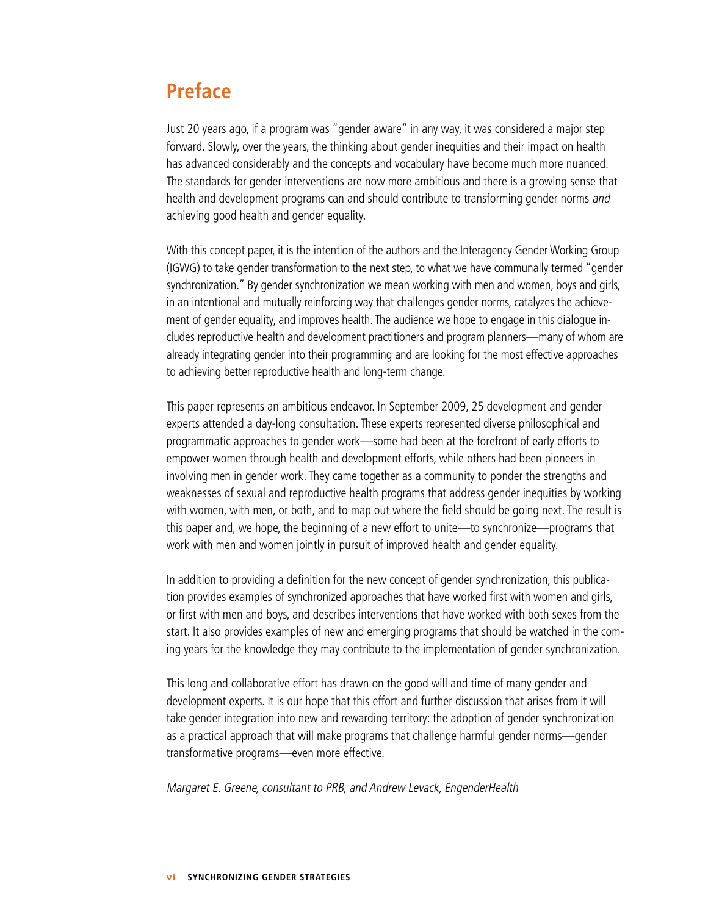# Preface

Just 20 years ago, if a program was "gender aware" in any way, it was considered a major step forward. Slowly, over the years, the thinking about gender inequities and their impact on health has advanced considerably and the concepts and vocabulary have become much more nuanced. The standards for gender interventions are now more ambitious and there is a growing sense that health and development programs can and should contribute to transforming gender norms *and* achieving good health and gender equality.

With this concept paper, it is the intention of the authors and the Interagency Gender Working Group (IGWG) to take gender transformation to the next step, to what we have communally termed "gender synchronization." By gender synchronization we mean working with men and women, boys and girls, in an intentional and mutually reinforcing way that challenges gender norms, catalyzes the achievement of gender equality, and improves health. The audience we hope to engage in this dialogue includes reproductive health and development practitioners and program planners—many of whom are already integrating gender into their programming and are looking for the most effective approaches to achieving better reproductive health and long-term change.

This paper represents an ambitious endeavor. In September 2009, 25 development and gender experts attended a day-long consultation. These experts represented diverse philosophical and programmatic approaches to gender work—some had been at the forefront of early efforts to empower women through health and development efforts, while others had been pioneers in involving men in gender work. They came together as a community to ponder the strengths and weaknesses of sexual and reproductive health programs that address gender inequities by working with women, with men, or both, and to map out where the field should be going next. The result is this paper and, we hope, the beginning of a new effort to unite—to synchronize—programs that work with men and women jointly in pursuit of improved health and gender equality.

In addition to providing a definition for the new concept of gender synchronization, this publication provides examples of synchronized approaches that have worked first with women and girls, or first with men and boys, and describes interventions that have worked with both sexes from the start. It also provides examples of new and emerging programs that should be watched in the coming years for the knowledge they may contribute to the implementation of gender synchronization.

This long and collaborative effort has drawn on the good will and time of many gender and development experts. It is our hope that this effort and further discussion that arises from it will take gender integration into new and rewarding territory: the adoption of gender synchronization as a practical approach that will make programs that challenge harmful gender norms—gender transformative programs—even more effective.

*Margaret E. Greene, consultant to PRB, and Andrew Levack, EngenderHealth*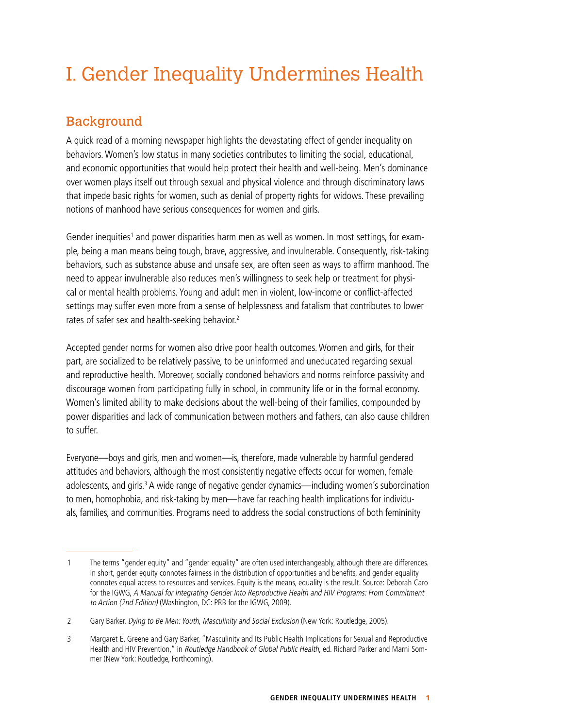# I. Gender Inequality Undermines Health

## Background

A quick read of a morning newspaper highlights the devastating effect of gender inequality on behaviors. Women's low status in many societies contributes to limiting the social, educational, and economic opportunities that would help protect their health and well-being. Men's dominance over women plays itself out through sexual and physical violence and through discriminatory laws that impede basic rights for women, such as denial of property rights for widows. These prevailing notions of manhood have serious consequences for women and girls.

Gender inequities[1] and power disparities harm men as well as women. In most settings, for example, being a man means being tough, brave, aggressive, and invulnerable. Consequently, risk-taking behaviors, such as substance abuse and unsafe sex, are often seen as ways to affirm manhood. The need to appear invulnerable also reduces men's willingness to seek help or treatment for physical or mental health problems. Young and adult men in violent, low-income or conflict-affected settings may suffer even more from a sense of helplessness and fatalism that contributes to lower rates of safer sex and health-seeking behavior.[2]

Accepted gender norms for women also drive poor health outcomes. Women and girls, for their part, are socialized to be relatively passive, to be uninformed and uneducated regarding sexual and reproductive health. Moreover, socially condoned behaviors and norms reinforce passivity and discourage women from participating fully in school, in community life or in the formal economy. Women's limited ability to make decisions about the well-being of their families, compounded by power disparities and lack of communication between mothers and fathers, can also cause children to suffer.

Everyone—boys and girls, men and women—is, therefore, made vulnerable by harmful gendered attitudes and behaviors, although the most consistently negative effects occur for women, female adolescents, and girls.[3] A wide range of negative gender dynamics—including women's subordination to men, homophobia, and risk-taking by men—have far reaching health implications for individuals, families, and communities. Programs need to address the social constructions of both femininity

---

1 The terms "gender equity" and "gender equality" are often used interchangeably, although there are differences. In short, gender equity connotes fairness in the distribution of opportunities and benefits, and gender equality connotes equal access to resources and services. Equity is the means, equality is the result. Source: Deborah Caro for the IGWG, *A Manual for Integrating Gender Into Reproductive Health and HIV Programs: From Commitment to Action (2nd Edition)* (Washington, DC: PRB for the IGWG, 2009).

2 Gary Barker, *Dying to Be Men: Youth, Masculinity and Social Exclusion* (New York: Routledge, 2005).

3 Margaret E. Greene and Gary Barker, "Masculinity and Its Public Health Implications for Sexual and Reproductive Health and HIV Prevention," in *Routledge Handbook of Global Public Health*, ed. Richard Parker and Marni Sommer (New York: Routledge, Forthcoming).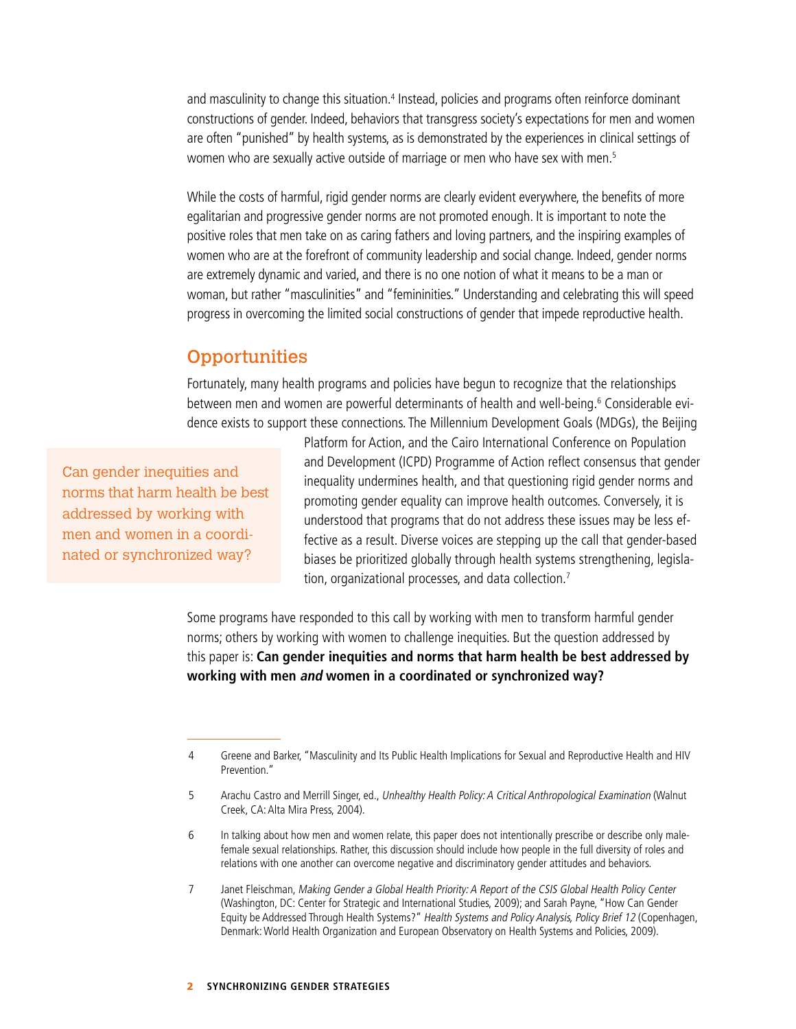and masculinity to change this situation.[4] Instead, policies and programs often reinforce dominant constructions of gender. Indeed, behaviors that transgress society's expectations for men and women are often "punished" by health systems, as is demonstrated by the experiences in clinical settings of women who are sexually active outside of marriage or men who have sex with men.[5]

While the costs of harmful, rigid gender norms are clearly evident everywhere, the benefits of more egalitarian and progressive gender norms are not promoted enough. It is important to note the positive roles that men take on as caring fathers and loving partners, and the inspiring examples of women who are at the forefront of community leadership and social change. Indeed, gender norms are extremely dynamic and varied, and there is no one notion of what it means to be a man or woman, but rather "masculinities" and "femininities." Understanding and celebrating this will speed progress in overcoming the limited social constructions of gender that impede reproductive health.

## Opportunities

Fortunately, many health programs and policies have begun to recognize that the relationships between men and women are powerful determinants of health and well-being.[6] Considerable evidence exists to support these connections. The Millennium Development Goals (MDGs), the Beijing Platform for Action, and the Cairo International Conference on Population and Development (ICPD) Programme of Action reflect consensus that gender inequality undermines health, and that questioning rigid gender norms and promoting gender equality can improve health outcomes. Conversely, it is understood that programs that do not address these issues may be less effective as a result. Diverse voices are stepping up the call that gender-based biases be prioritized globally through health systems strengthening, legislation, organizational processes, and data collection.[7]

> Can gender inequities and norms that harm health be best addressed by working with men and women in a coordinated or synchronized way?

Some programs have responded to this call by working with men to transform harmful gender norms; others by working with women to challenge inequities. But the question addressed by this paper is: **Can gender inequities and norms that harm health be best addressed by working with men *and* women in a coordinated or synchronized way?**

---

4 Greene and Barker, "Masculinity and Its Public Health Implications for Sexual and Reproductive Health and HIV Prevention."

5 Arachu Castro and Merrill Singer, ed., *Unhealthy Health Policy: A Critical Anthropological Examination* (Walnut Creek, CA: Alta Mira Press, 2004).

6 In talking about how men and women relate, this paper does not intentionally prescribe or describe only male-female sexual relationships. Rather, this discussion should include how people in the full diversity of roles and relations with one another can overcome negative and discriminatory gender attitudes and behaviors.

7 Janet Fleischman, *Making Gender a Global Health Priority: A Report of the CSIS Global Health Policy Center* (Washington, DC: Center for Strategic and International Studies, 2009); and Sarah Payne, "How Can Gender Equity be Addressed Through Health Systems?" *Health Systems and Policy Analysis, Policy Brief 12* (Copenhagen, Denmark: World Health Organization and European Observatory on Health Systems and Policies, 2009).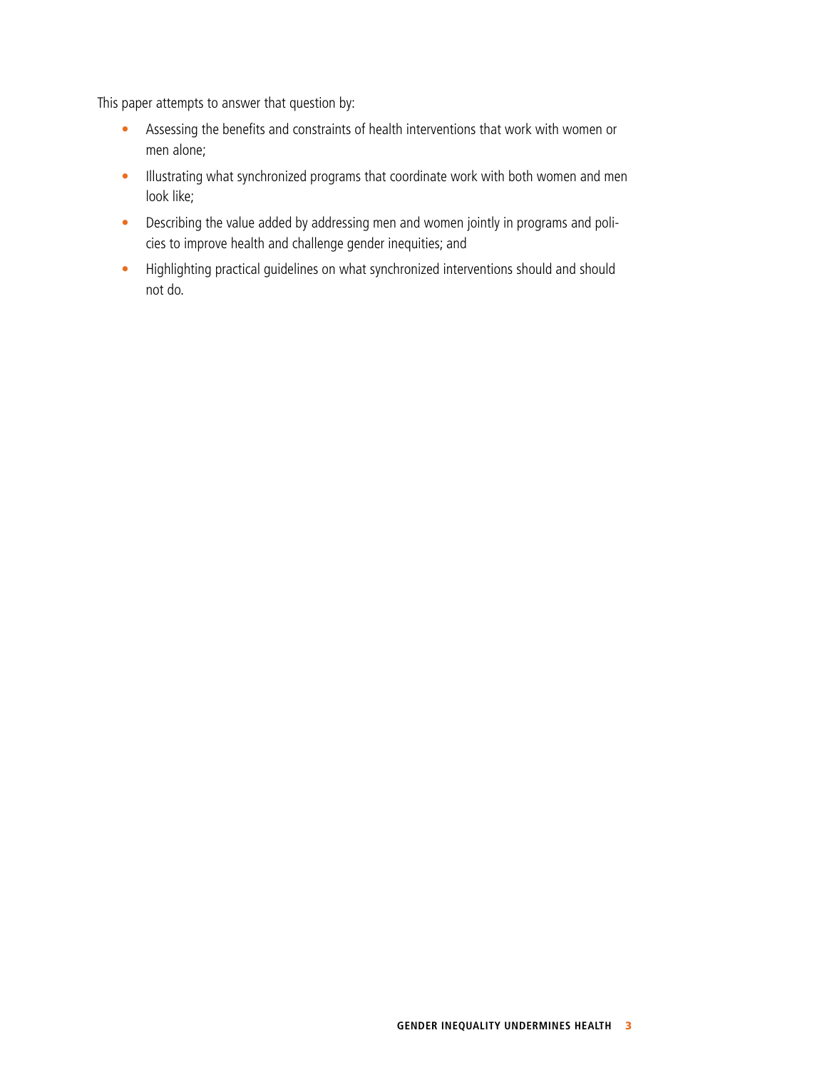This paper attempts to answer that question by:

- Assessing the benefits and constraints of health interventions that work with women or men alone;
- Illustrating what synchronized programs that coordinate work with both women and men look like;
- Describing the value added by addressing men and women jointly in programs and policies to improve health and challenge gender inequities; and
- Highlighting practical guidelines on what synchronized interventions should and should not do.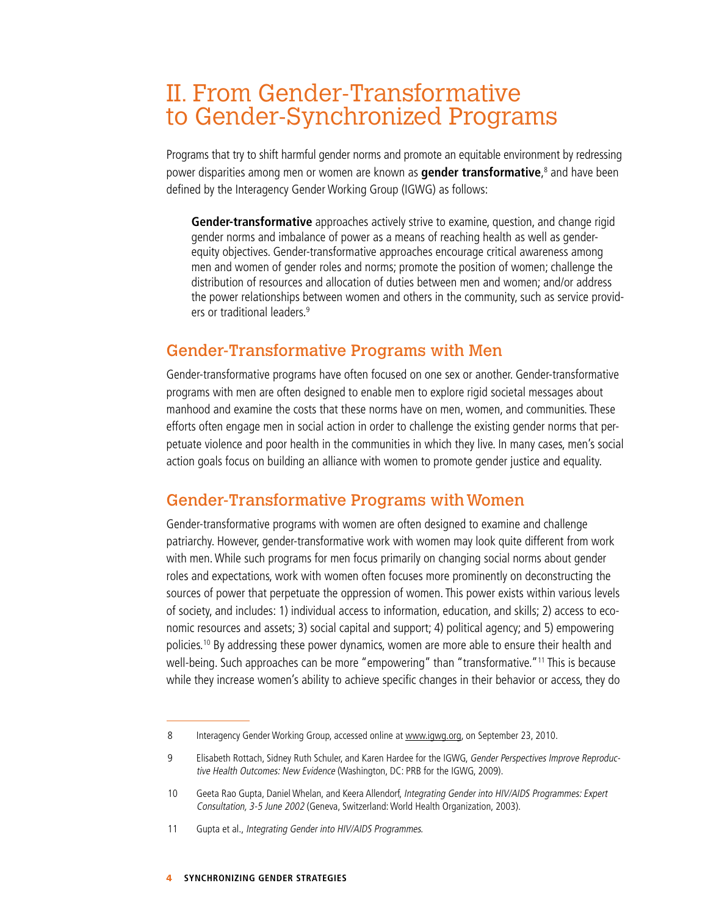# II. From Gender-Transformative to Gender-Synchronized Programs

Programs that try to shift harmful gender norms and promote an equitable environment by redressing power disparities among men or women are known as **gender transformative**,[8] and have been defined by the Interagency Gender Working Group (IGWG) as follows:

> **Gender-transformative** approaches actively strive to examine, question, and change rigid gender norms and imbalance of power as a means of reaching health as well as gender-equity objectives. Gender-transformative approaches encourage critical awareness among men and women of gender roles and norms; promote the position of women; challenge the distribution of resources and allocation of duties between men and women; and/or address the power relationships between women and others in the community, such as service providers or traditional leaders.[9]

## Gender-Transformative Programs with Men

Gender-transformative programs have often focused on one sex or another. Gender-transformative programs with men are often designed to enable men to explore rigid societal messages about manhood and examine the costs that these norms have on men, women, and communities. These efforts often engage men in social action in order to challenge the existing gender norms that perpetuate violence and poor health in the communities in which they live. In many cases, men's social action goals focus on building an alliance with women to promote gender justice and equality.

## Gender-Transformative Programs with Women

Gender-transformative programs with women are often designed to examine and challenge patriarchy. However, gender-transformative work with women may look quite different from work with men. While such programs for men focus primarily on changing social norms about gender roles and expectations, work with women often focuses more prominently on deconstructing the sources of power that perpetuate the oppression of women. This power exists within various levels of society, and includes: 1) individual access to information, education, and skills; 2) access to economic resources and assets; 3) social capital and support; 4) political agency; and 5) empowering policies.[10] By addressing these power dynamics, women are more able to ensure their health and well-being. Such approaches can be more "empowering" than "transformative."[11] This is because while they increase women's ability to achieve specific changes in their behavior or access, they do

---

8 Interagency Gender Working Group, accessed online at www.igwg.org, on September 23, 2010.

9 Elisabeth Rottach, Sidney Ruth Schuler, and Karen Hardee for the IGWG, *Gender Perspectives Improve Reproductive Health Outcomes: New Evidence* (Washington, DC: PRB for the IGWG, 2009).

10 Geeta Rao Gupta, Daniel Whelan, and Keera Allendorf, *Integrating Gender into HIV/AIDS Programmes: Expert Consultation, 3-5 June 2002* (Geneva, Switzerland: World Health Organization, 2003).

11 Gupta et al., *Integrating Gender into HIV/AIDS Programmes.*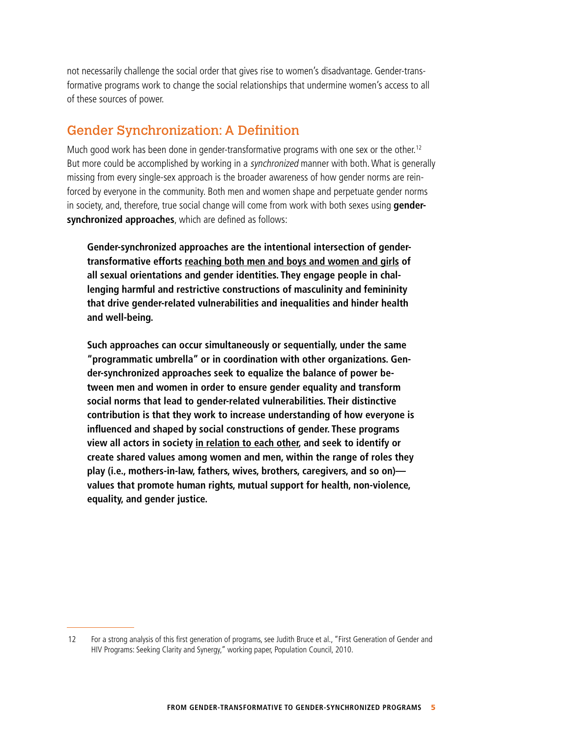not necessarily challenge the social order that gives rise to women's disadvantage. Gender-transformative programs work to change the social relationships that undermine women's access to all of these sources of power.

## Gender Synchronization: A Definition

Much good work has been done in gender-transformative programs with one sex or the other.[12] But more could be accomplished by working in a *synchronized* manner with both. What is generally missing from every single-sex approach is the broader awareness of how gender norms are reinforced by everyone in the community. Both men and women shape and perpetuate gender norms in society, and, therefore, true social change will come from work with both sexes using **gender-synchronized approaches**, which are defined as follows:

> **Gender-synchronized approaches are the intentional intersection of gender-transformative efforts <u>reaching both men and boys and women and girls</u> of all sexual orientations and gender identities. They engage people in challenging harmful and restrictive constructions of masculinity and femininity that drive gender-related vulnerabilities and inequalities and hinder health and well-being.**
>
> **Such approaches can occur simultaneously or sequentially, under the same "programmatic umbrella" or in coordination with other organizations. Gender-synchronized approaches seek to equalize the balance of power between men and women in order to ensure gender equality and transform social norms that lead to gender-related vulnerabilities. Their distinctive contribution is that they work to increase understanding of how everyone is influenced and shaped by social constructions of gender. These programs view all actors in society <u>in relation to each other</u>, and seek to identify or create shared values among women and men, within the range of roles they play (i.e., mothers-in-law, fathers, wives, brothers, caregivers, and so on)—values that promote human rights, mutual support for health, non-violence, equality, and gender justice.**

---

12 For a strong analysis of this first generation of programs, see Judith Bruce et al., "First Generation of Gender and HIV Programs: Seeking Clarity and Synergy," working paper, Population Council, 2010.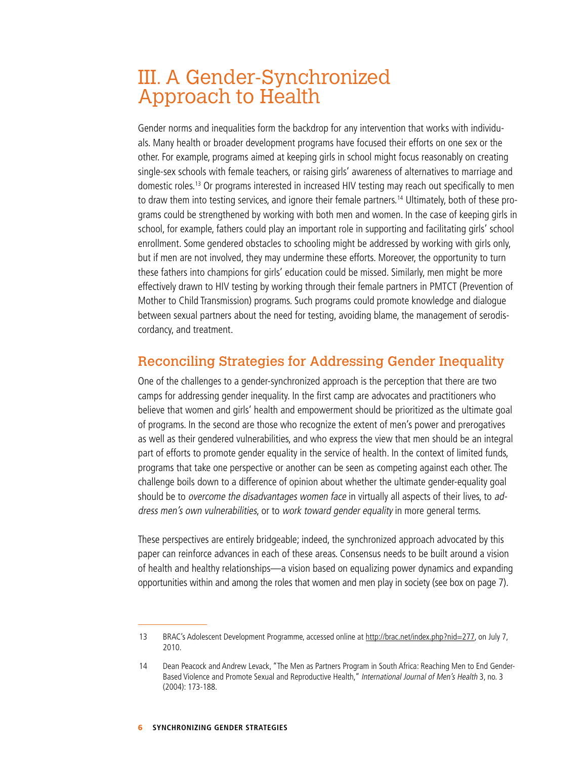# III. A Gender-Synchronized Approach to Health

Gender norms and inequalities form the backdrop for any intervention that works with individuals. Many health or broader development programs have focused their efforts on one sex or the other. For example, programs aimed at keeping girls in school might focus reasonably on creating single-sex schools with female teachers, or raising girls' awareness of alternatives to marriage and domestic roles.[13] Or programs interested in increased HIV testing may reach out specifically to men to draw them into testing services, and ignore their female partners.[14] Ultimately, both of these programs could be strengthened by working with both men and women. In the case of keeping girls in school, for example, fathers could play an important role in supporting and facilitating girls' school enrollment. Some gendered obstacles to schooling might be addressed by working with girls only, but if men are not involved, they may undermine these efforts. Moreover, the opportunity to turn these fathers into champions for girls' education could be missed. Similarly, men might be more effectively drawn to HIV testing by working through their female partners in PMTCT (Prevention of Mother to Child Transmission) programs. Such programs could promote knowledge and dialogue between sexual partners about the need for testing, avoiding blame, the management of serodiscordancy, and treatment.

## Reconciling Strategies for Addressing Gender Inequality

One of the challenges to a gender-synchronized approach is the perception that there are two camps for addressing gender inequality. In the first camp are advocates and practitioners who believe that women and girls' health and empowerment should be prioritized as the ultimate goal of programs. In the second are those who recognize the extent of men's power and prerogatives as well as their gendered vulnerabilities, and who express the view that men should be an integral part of efforts to promote gender equality in the service of health. In the context of limited funds, programs that take one perspective or another can be seen as competing against each other. The challenge boils down to a difference of opinion about whether the ultimate gender-equality goal should be to *overcome the disadvantages women face* in virtually all aspects of their lives, to *address men's own vulnerabilities*, or to *work toward gender equality* in more general terms.

These perspectives are entirely bridgeable; indeed, the synchronized approach advocated by this paper can reinforce advances in each of these areas. Consensus needs to be built around a vision of health and healthy relationships—a vision based on equalizing power dynamics and expanding opportunities within and among the roles that women and men play in society (see box on page 7).

---

13 BRAC's Adolescent Development Programme, accessed online at http://brac.net/index.php?nid=277, on July 7, 2010.

14 Dean Peacock and Andrew Levack, "The Men as Partners Program in South Africa: Reaching Men to End Gender-Based Violence and Promote Sexual and Reproductive Health," *International Journal of Men's Health* 3, no. 3 (2004): 173-188.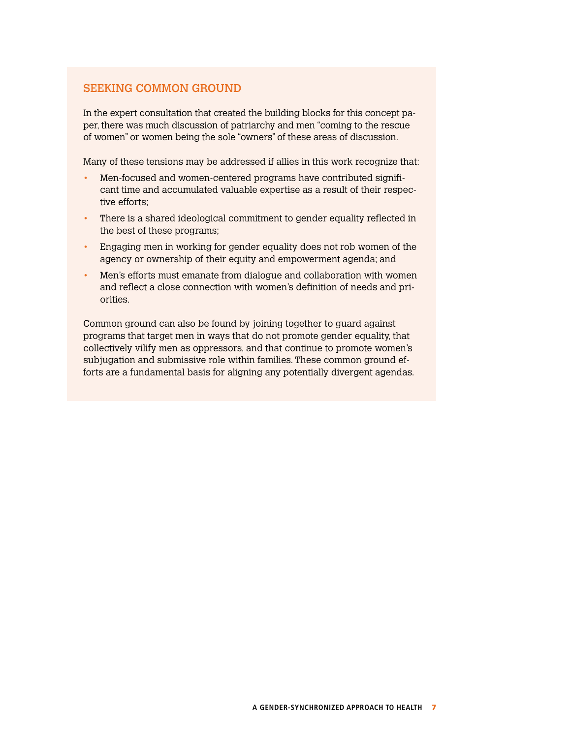## SEEKING COMMON GROUND

In the expert consultation that created the building blocks for this concept paper, there was much discussion of patriarchy and men "coming to the rescue of women" or women being the sole "owners" of these areas of discussion.

Many of these tensions may be addressed if allies in this work recognize that:

- Men-focused and women-centered programs have contributed significant time and accumulated valuable expertise as a result of their respective efforts;
- There is a shared ideological commitment to gender equality reflected in the best of these programs;
- Engaging men in working for gender equality does not rob women of the agency or ownership of their equity and empowerment agenda; and
- Men's efforts must emanate from dialogue and collaboration with women and reflect a close connection with women's definition of needs and priorities.

Common ground can also be found by joining together to guard against programs that target men in ways that do not promote gender equality, that collectively vilify men as oppressors, and that continue to promote women's subjugation and submissive role within families. These common ground efforts are a fundamental basis for aligning any potentially divergent agendas.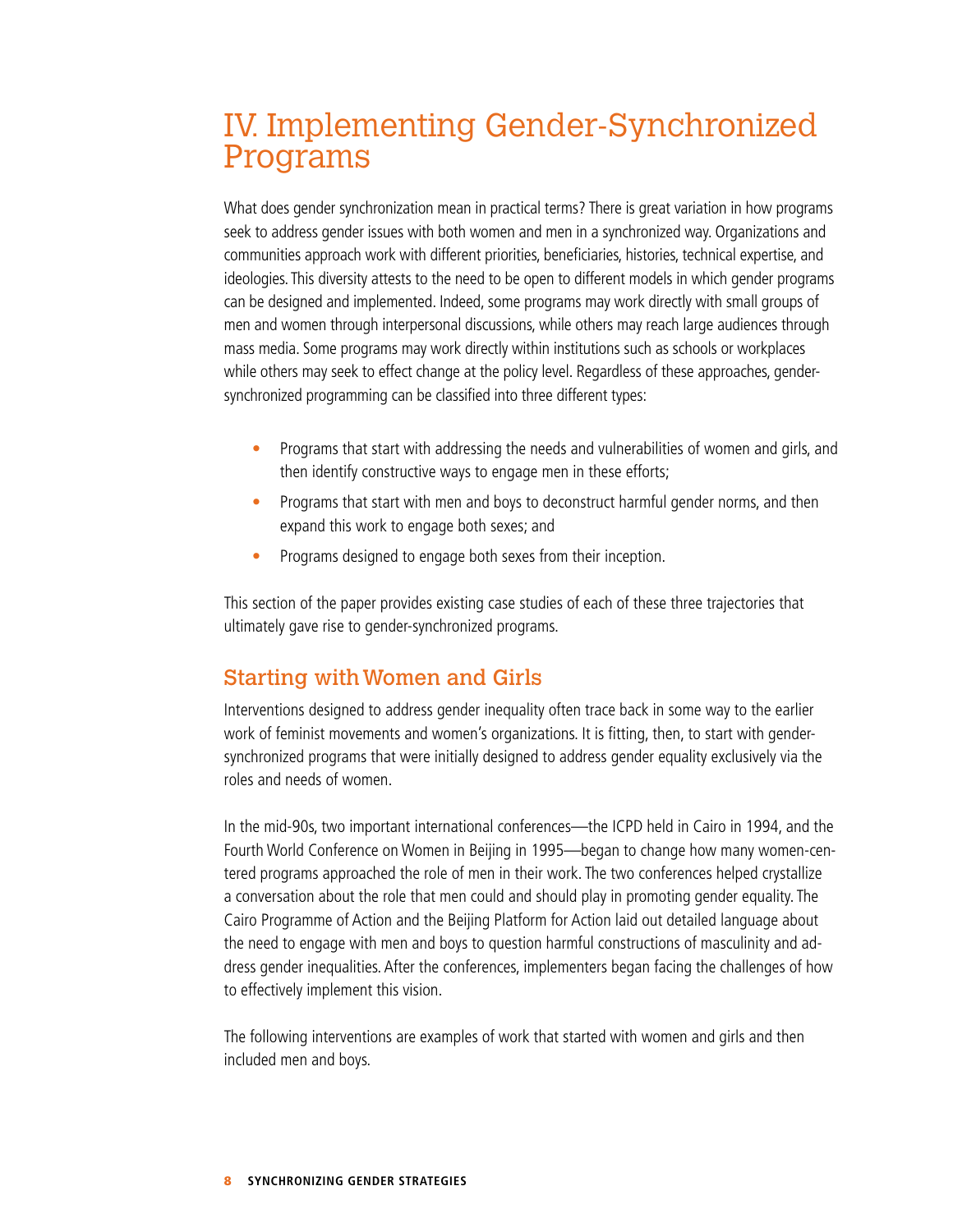# IV. Implementing Gender-Synchronized Programs

What does gender synchronization mean in practical terms? There is great variation in how programs seek to address gender issues with both women and men in a synchronized way. Organizations and communities approach work with different priorities, beneficiaries, histories, technical expertise, and ideologies. This diversity attests to the need to be open to different models in which gender programs can be designed and implemented. Indeed, some programs may work directly with small groups of men and women through interpersonal discussions, while others may reach large audiences through mass media. Some programs may work directly within institutions such as schools or workplaces while others may seek to effect change at the policy level. Regardless of these approaches, gender-synchronized programming can be classified into three different types:

- Programs that start with addressing the needs and vulnerabilities of women and girls, and then identify constructive ways to engage men in these efforts;
- Programs that start with men and boys to deconstruct harmful gender norms, and then expand this work to engage both sexes; and
- Programs designed to engage both sexes from their inception.

This section of the paper provides existing case studies of each of these three trajectories that ultimately gave rise to gender-synchronized programs.

## Starting with Women and Girls

Interventions designed to address gender inequality often trace back in some way to the earlier work of feminist movements and women's organizations. It is fitting, then, to start with gender-synchronized programs that were initially designed to address gender equality exclusively via the roles and needs of women.

In the mid-90s, two important international conferences—the ICPD held in Cairo in 1994, and the Fourth World Conference on Women in Beijing in 1995—began to change how many women-centered programs approached the role of men in their work. The two conferences helped crystallize a conversation about the role that men could and should play in promoting gender equality. The Cairo Programme of Action and the Beijing Platform for Action laid out detailed language about the need to engage with men and boys to question harmful constructions of masculinity and address gender inequalities. After the conferences, implementers began facing the challenges of how to effectively implement this vision.

The following interventions are examples of work that started with women and girls and then included men and boys.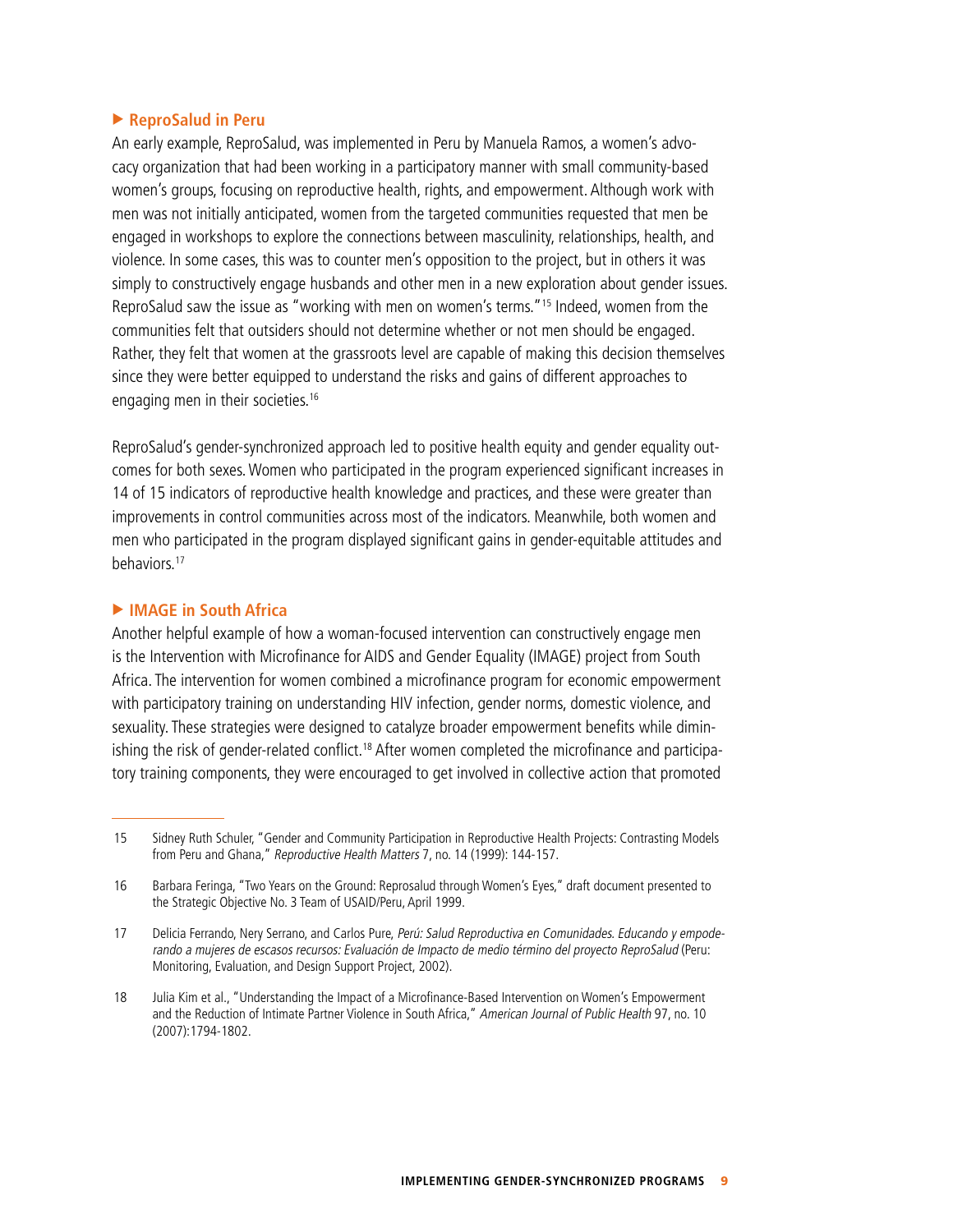### ▶ ReproSalud in Peru

An early example, ReproSalud, was implemented in Peru by Manuela Ramos, a women's advocacy organization that had been working in a participatory manner with small community-based women's groups, focusing on reproductive health, rights, and empowerment. Although work with men was not initially anticipated, women from the targeted communities requested that men be engaged in workshops to explore the connections between masculinity, relationships, health, and violence. In some cases, this was to counter men's opposition to the project, but in others it was simply to constructively engage husbands and other men in a new exploration about gender issues. ReproSalud saw the issue as "working with men on women's terms."[15] Indeed, women from the communities felt that outsiders should not determine whether or not men should be engaged. Rather, they felt that women at the grassroots level are capable of making this decision themselves since they were better equipped to understand the risks and gains of different approaches to engaging men in their societies.[16]

ReproSalud's gender-synchronized approach led to positive health equity and gender equality outcomes for both sexes. Women who participated in the program experienced significant increases in 14 of 15 indicators of reproductive health knowledge and practices, and these were greater than improvements in control communities across most of the indicators. Meanwhile, both women and men who participated in the program displayed significant gains in gender-equitable attitudes and behaviors.[17]

### ▶ IMAGE in South Africa

Another helpful example of how a woman-focused intervention can constructively engage men is the Intervention with Microfinance for AIDS and Gender Equality (IMAGE) project from South Africa. The intervention for women combined a microfinance program for economic empowerment with participatory training on understanding HIV infection, gender norms, domestic violence, and sexuality. These strategies were designed to catalyze broader empowerment benefits while diminishing the risk of gender-related conflict.[18] After women completed the microfinance and participatory training components, they were encouraged to get involved in collective action that promoted

---

15 Sidney Ruth Schuler, "Gender and Community Participation in Reproductive Health Projects: Contrasting Models from Peru and Ghana," *Reproductive Health Matters* 7, no. 14 (1999): 144-157.

16 Barbara Feringa, "Two Years on the Ground: Reprosalud through Women's Eyes," draft document presented to the Strategic Objective No. 3 Team of USAID/Peru, April 1999.

17 Delicia Ferrando, Nery Serrano, and Carlos Pure, *Perú: Salud Reproductiva en Comunidades. Educando y empoderando a mujeres de escasos recursos: Evaluación de Impacto de medio término del proyecto ReproSalud* (Peru: Monitoring, Evaluation, and Design Support Project, 2002).

18 Julia Kim et al., "Understanding the Impact of a Microfinance-Based Intervention on Women's Empowerment and the Reduction of Intimate Partner Violence in South Africa," *American Journal of Public Health* 97, no. 10 (2007):1794-1802.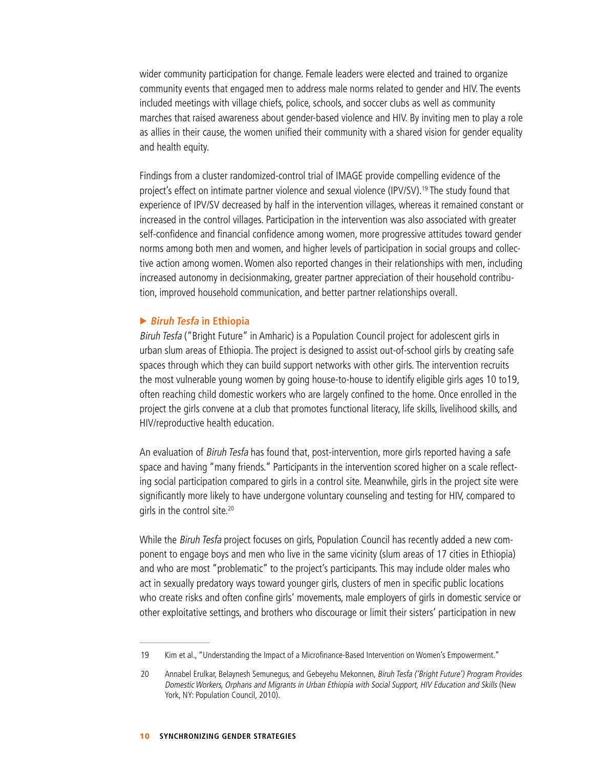wider community participation for change. Female leaders were elected and trained to organize community events that engaged men to address male norms related to gender and HIV. The events included meetings with village chiefs, police, schools, and soccer clubs as well as community marches that raised awareness about gender-based violence and HIV. By inviting men to play a role as allies in their cause, the women unified their community with a shared vision for gender equality and health equity.

Findings from a cluster randomized-control trial of IMAGE provide compelling evidence of the project's effect on intimate partner violence and sexual violence (IPV/SV).[19] The study found that experience of IPV/SV decreased by half in the intervention villages, whereas it remained constant or increased in the control villages. Participation in the intervention was also associated with greater self-confidence and financial confidence among women, more progressive attitudes toward gender norms among both men and women, and higher levels of participation in social groups and collective action among women. Women also reported changes in their relationships with men, including increased autonomy in decisionmaking, greater partner appreciation of their household contribution, improved household communication, and better partner relationships overall.

### ▶ *Biruh Tesfa* in Ethiopia

*Biruh Tesfa* ("Bright Future" in Amharic) is a Population Council project for adolescent girls in urban slum areas of Ethiopia. The project is designed to assist out-of-school girls by creating safe spaces through which they can build support networks with other girls. The intervention recruits the most vulnerable young women by going house-to-house to identify eligible girls ages 10 to19, often reaching child domestic workers who are largely confined to the home. Once enrolled in the project the girls convene at a club that promotes functional literacy, life skills, livelihood skills, and HIV/reproductive health education.

An evaluation of *Biruh Tesfa* has found that, post-intervention, more girls reported having a safe space and having "many friends." Participants in the intervention scored higher on a scale reflecting social participation compared to girls in a control site. Meanwhile, girls in the project site were significantly more likely to have undergone voluntary counseling and testing for HIV, compared to girls in the control site.[20]

While the *Biruh Tesfa* project focuses on girls, Population Council has recently added a new component to engage boys and men who live in the same vicinity (slum areas of 17 cities in Ethiopia) and who are most "problematic" to the project's participants. This may include older males who act in sexually predatory ways toward younger girls, clusters of men in specific public locations who create risks and often confine girls' movements, male employers of girls in domestic service or other exploitative settings, and brothers who discourage or limit their sisters' participation in new

---

19 Kim et al., "Understanding the Impact of a Microfinance-Based Intervention on Women's Empowerment."

20 Annabel Erulkar, Belaynesh Semunegus, and Gebeyehu Mekonnen, *Biruh Tesfa ('Bright Future') Program Provides Domestic Workers, Orphans and Migrants in Urban Ethiopia with Social Support, HIV Education and Skills* (New York, NY: Population Council, 2010).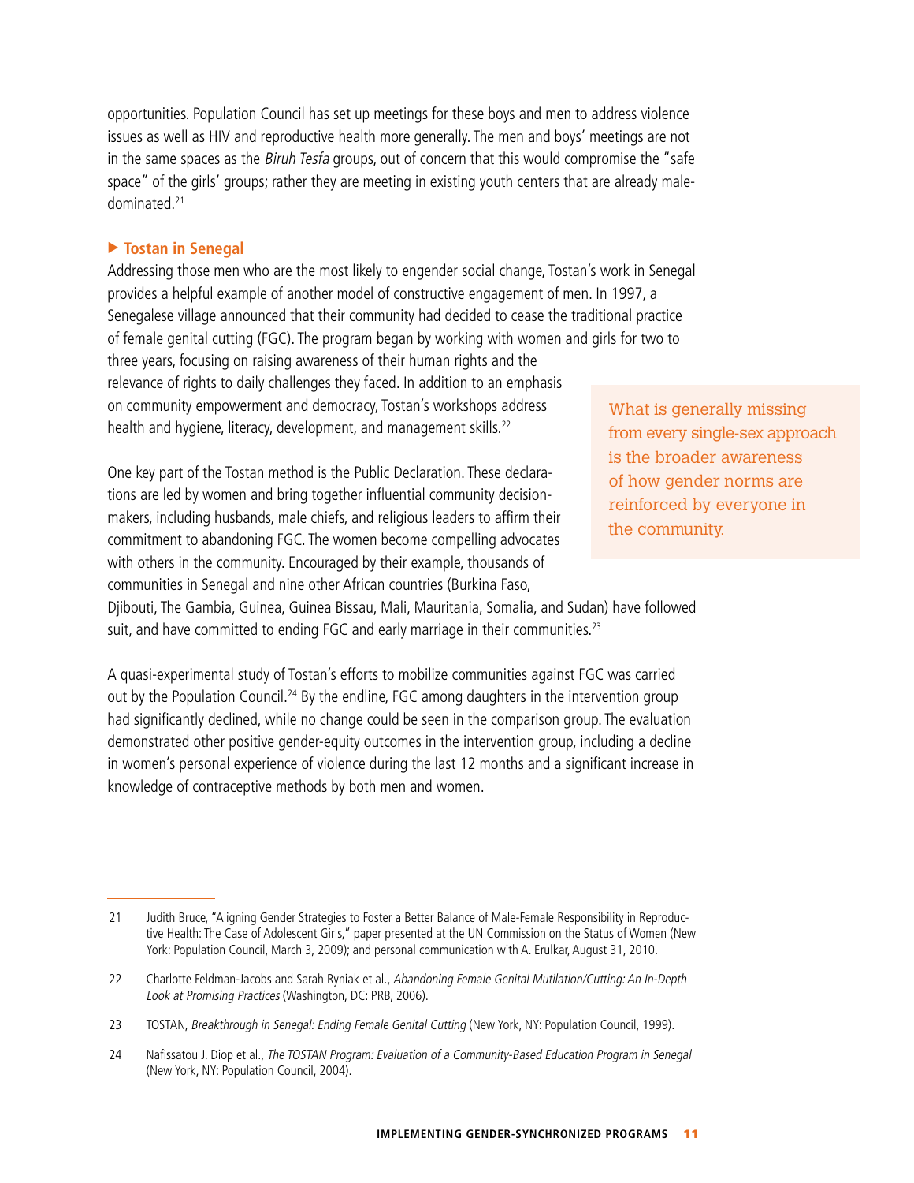opportunities. Population Council has set up meetings for these boys and men to address violence issues as well as HIV and reproductive health more generally. The men and boys' meetings are not in the same spaces as the *Biruh Tesfa* groups, out of concern that this would compromise the "safe space" of the girls' groups; rather they are meeting in existing youth centers that are already male-dominated.[21]

### ▶ Tostan in Senegal

Addressing those men who are the most likely to engender social change, Tostan's work in Senegal provides a helpful example of another model of constructive engagement of men. In 1997, a Senegalese village announced that their community had decided to cease the traditional practice of female genital cutting (FGC). The program began by working with women and girls for two to three years, focusing on raising awareness of their human rights and the relevance of rights to daily challenges they faced. In addition to an emphasis on community empowerment and democracy, Tostan's workshops address health and hygiene, literacy, development, and management skills.[22]

> What is generally missing from every single-sex approach is the broader awareness of how gender norms are reinforced by everyone in the community.

One key part of the Tostan method is the Public Declaration. These declarations are led by women and bring together influential community decision-makers, including husbands, male chiefs, and religious leaders to affirm their commitment to abandoning FGC. The women become compelling advocates with others in the community. Encouraged by their example, thousands of communities in Senegal and nine other African countries (Burkina Faso, Djibouti, The Gambia, Guinea, Guinea Bissau, Mali, Mauritania, Somalia, and Sudan) have followed suit, and have committed to ending FGC and early marriage in their communities.[23]

A quasi-experimental study of Tostan's efforts to mobilize communities against FGC was carried out by the Population Council.[24] By the endline, FGC among daughters in the intervention group had significantly declined, while no change could be seen in the comparison group. The evaluation demonstrated other positive gender-equity outcomes in the intervention group, including a decline in women's personal experience of violence during the last 12 months and a significant increase in knowledge of contraceptive methods by both men and women.

---

21 Judith Bruce, "Aligning Gender Strategies to Foster a Better Balance of Male-Female Responsibility in Reproductive Health: The Case of Adolescent Girls," paper presented at the UN Commission on the Status of Women (New York: Population Council, March 3, 2009); and personal communication with A. Erulkar, August 31, 2010.

22 Charlotte Feldman-Jacobs and Sarah Ryniak et al., *Abandoning Female Genital Mutilation/Cutting: An In-Depth Look at Promising Practices* (Washington, DC: PRB, 2006).

23 TOSTAN, *Breakthrough in Senegal: Ending Female Genital Cutting* (New York, NY: Population Council, 1999).

24 Nafissatou J. Diop et al., *The TOSTAN Program: Evaluation of a Community-Based Education Program in Senegal* (New York, NY: Population Council, 2004).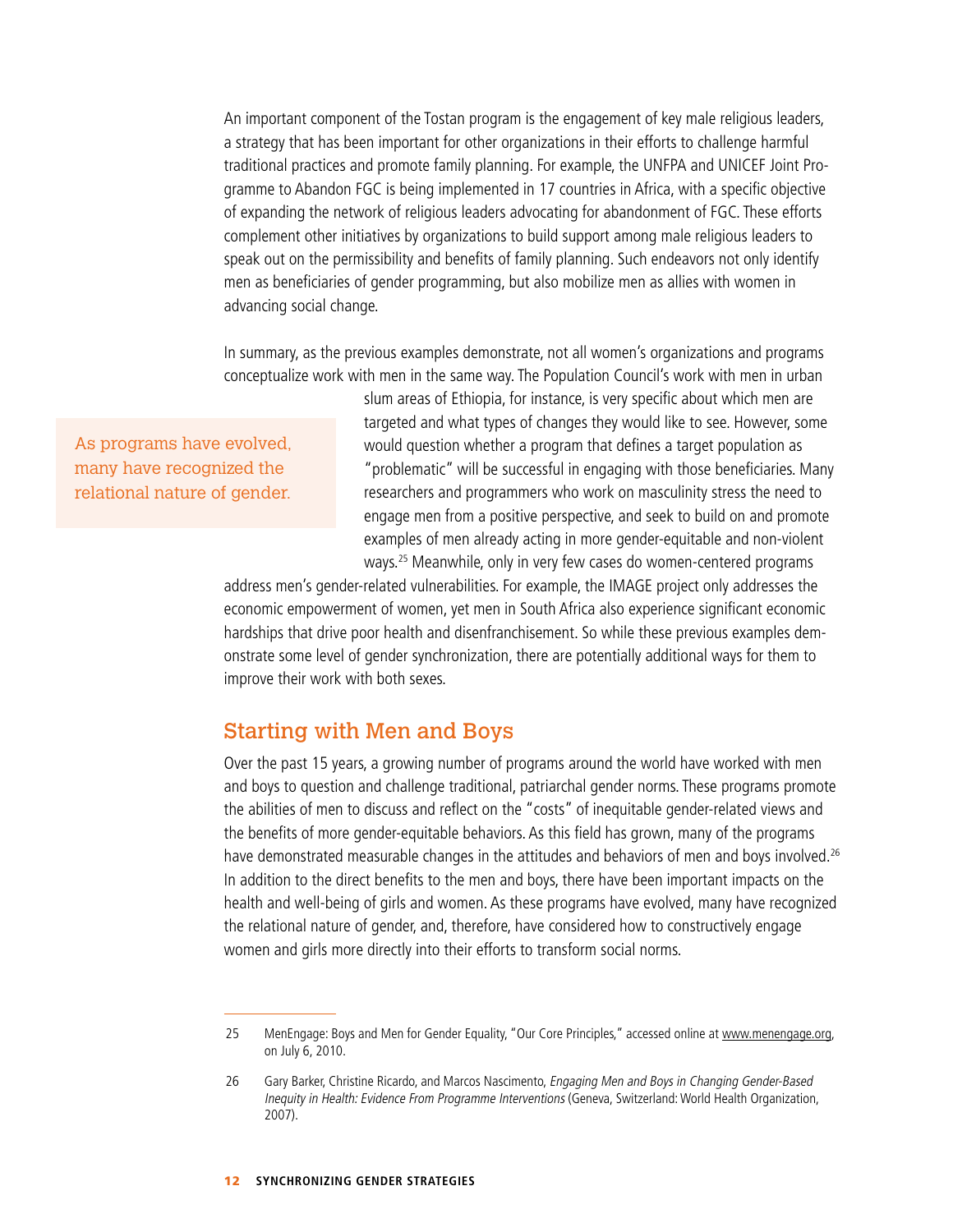An important component of the Tostan program is the engagement of key male religious leaders, a strategy that has been important for other organizations in their efforts to challenge harmful traditional practices and promote family planning. For example, the UNFPA and UNICEF Joint Programme to Abandon FGC is being implemented in 17 countries in Africa, with a specific objective of expanding the network of religious leaders advocating for abandonment of FGC. These efforts complement other initiatives by organizations to build support among male religious leaders to speak out on the permissibility and benefits of family planning. Such endeavors not only identify men as beneficiaries of gender programming, but also mobilize men as allies with women in advancing social change.

In summary, as the previous examples demonstrate, not all women's organizations and programs conceptualize work with men in the same way. The Population Council's work with men in urban slum areas of Ethiopia, for instance, is very specific about which men are targeted and what types of changes they would like to see. However, some would question whether a program that defines a target population as "problematic" will be successful in engaging with those beneficiaries. Many researchers and programmers who work on masculinity stress the need to engage men from a positive perspective, and seek to build on and promote examples of men already acting in more gender-equitable and non-violent ways.[25] Meanwhile, only in very few cases do women-centered programs address men's gender-related vulnerabilities. For example, the IMAGE project only addresses the economic empowerment of women, yet men in South Africa also experience significant economic hardships that drive poor health and disenfranchisement. So while these previous examples demonstrate some level of gender synchronization, there are potentially additional ways for them to improve their work with both sexes.

> As programs have evolved, many have recognized the relational nature of gender.

## Starting with Men and Boys

Over the past 15 years, a growing number of programs around the world have worked with men and boys to question and challenge traditional, patriarchal gender norms. These programs promote the abilities of men to discuss and reflect on the "costs" of inequitable gender-related views and the benefits of more gender-equitable behaviors. As this field has grown, many of the programs have demonstrated measurable changes in the attitudes and behaviors of men and boys involved.[26] In addition to the direct benefits to the men and boys, there have been important impacts on the health and well-being of girls and women. As these programs have evolved, many have recognized the relational nature of gender, and, therefore, have considered how to constructively engage women and girls more directly into their efforts to transform social norms.

---

25 MenEngage: Boys and Men for Gender Equality, "Our Core Principles," accessed online at www.menengage.org, on July 6, 2010.

26 Gary Barker, Christine Ricardo, and Marcos Nascimento, *Engaging Men and Boys in Changing Gender-Based Inequity in Health: Evidence From Programme Interventions* (Geneva, Switzerland: World Health Organization, 2007).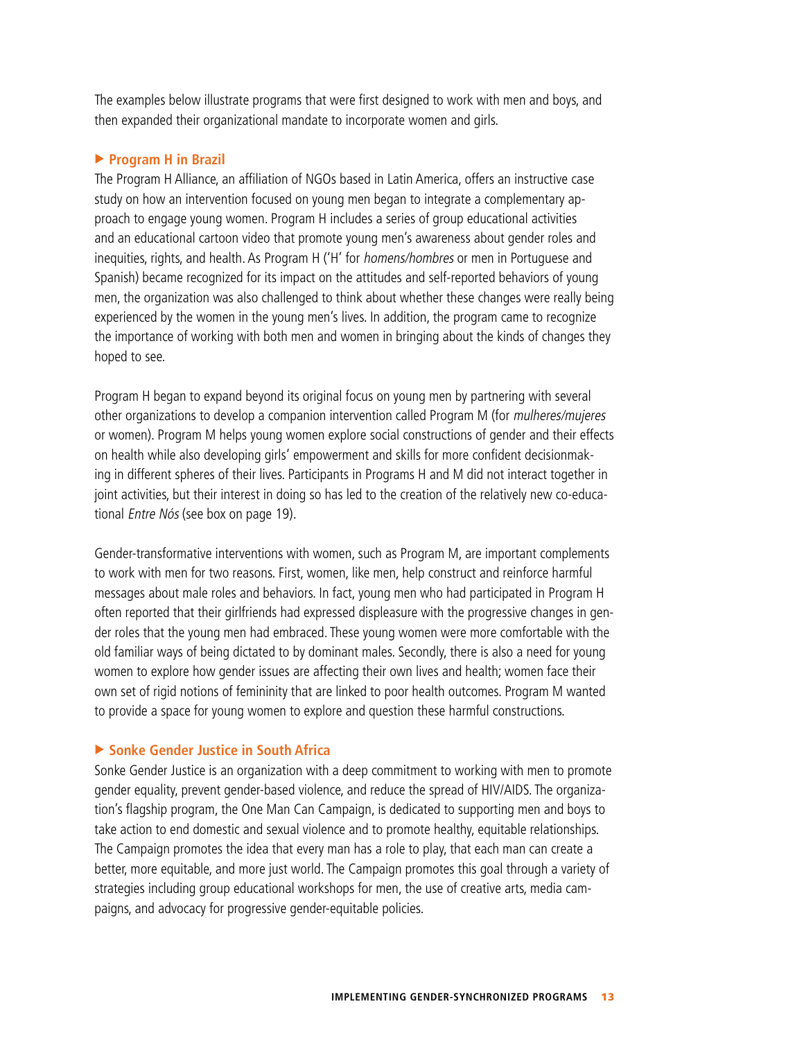The examples below illustrate programs that were first designed to work with men and boys, and then expanded their organizational mandate to incorporate women and girls.

### ▶ Program H in Brazil

The Program H Alliance, an affiliation of NGOs based in Latin America, offers an instructive case study on how an intervention focused on young men began to integrate a complementary approach to engage young women. Program H includes a series of group educational activities and an educational cartoon video that promote young men's awareness about gender roles and inequities, rights, and health. As Program H ('H' for *homens/hombres* or men in Portuguese and Spanish) became recognized for its impact on the attitudes and self-reported behaviors of young men, the organization was also challenged to think about whether these changes were really being experienced by the women in the young men's lives. In addition, the program came to recognize the importance of working with both men and women in bringing about the kinds of changes they hoped to see.

Program H began to expand beyond its original focus on young men by partnering with several other organizations to develop a companion intervention called Program M (for *mulheres/mujeres* or women). Program M helps young women explore social constructions of gender and their effects on health while also developing girls' empowerment and skills for more confident decisionmaking in different spheres of their lives. Participants in Programs H and M did not interact together in joint activities, but their interest in doing so has led to the creation of the relatively new co-educational *Entre Nós* (see box on page 19).

Gender-transformative interventions with women, such as Program M, are important complements to work with men for two reasons. First, women, like men, help construct and reinforce harmful messages about male roles and behaviors. In fact, young men who had participated in Program H often reported that their girlfriends had expressed displeasure with the progressive changes in gender roles that the young men had embraced. These young women were more comfortable with the old familiar ways of being dictated to by dominant males. Secondly, there is also a need for young women to explore how gender issues are affecting their own lives and health; women face their own set of rigid notions of femininity that are linked to poor health outcomes. Program M wanted to provide a space for young women to explore and question these harmful constructions.

### ▶ Sonke Gender Justice in South Africa

Sonke Gender Justice is an organization with a deep commitment to working with men to promote gender equality, prevent gender-based violence, and reduce the spread of HIV/AIDS. The organization's flagship program, the One Man Can Campaign, is dedicated to supporting men and boys to take action to end domestic and sexual violence and to promote healthy, equitable relationships. The Campaign promotes the idea that every man has a role to play, that each man can create a better, more equitable, and more just world. The Campaign promotes this goal through a variety of strategies including group educational workshops for men, the use of creative arts, media campaigns, and advocacy for progressive gender-equitable policies.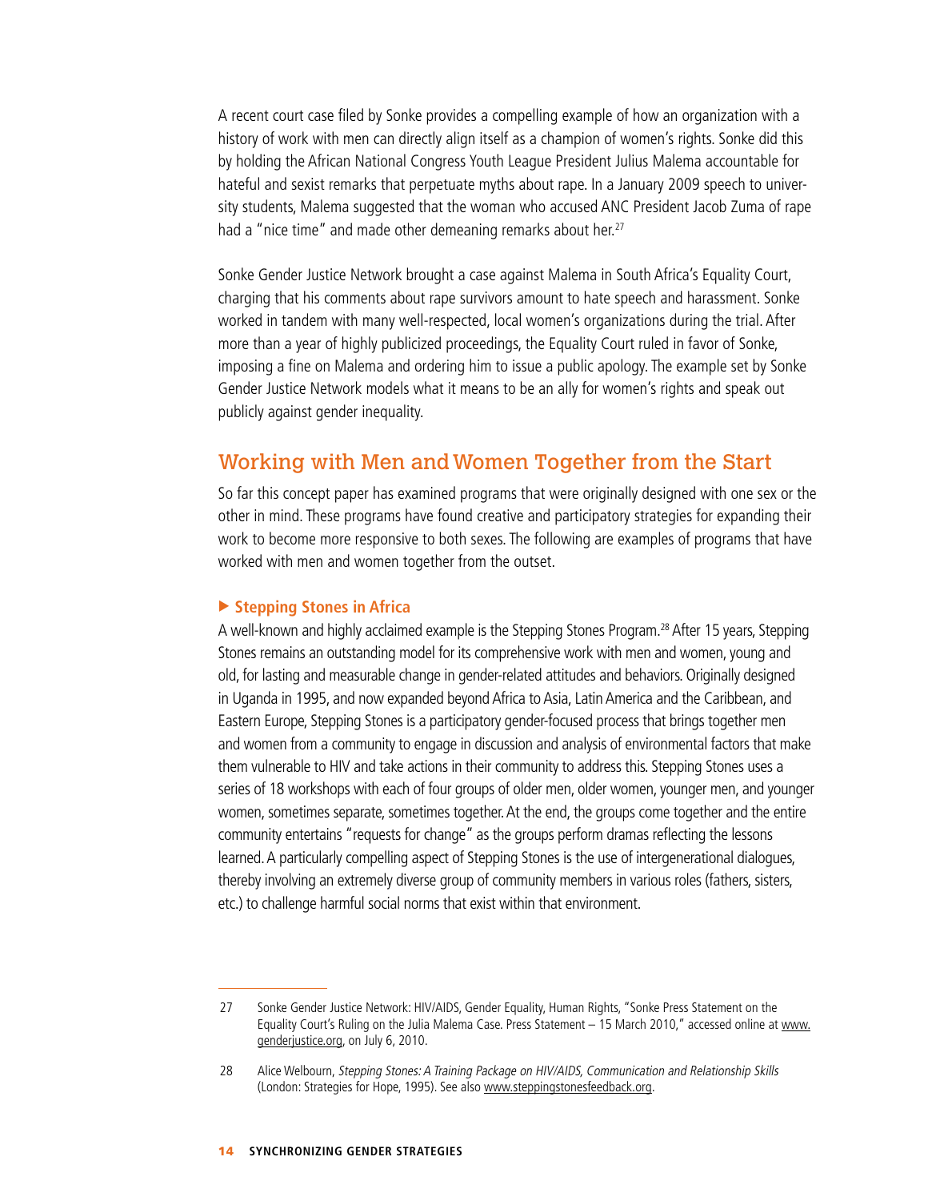A recent court case filed by Sonke provides a compelling example of how an organization with a history of work with men can directly align itself as a champion of women's rights. Sonke did this by holding the African National Congress Youth League President Julius Malema accountable for hateful and sexist remarks that perpetuate myths about rape. In a January 2009 speech to university students, Malema suggested that the woman who accused ANC President Jacob Zuma of rape had a "nice time" and made other demeaning remarks about her.[27]

Sonke Gender Justice Network brought a case against Malema in South Africa's Equality Court, charging that his comments about rape survivors amount to hate speech and harassment. Sonke worked in tandem with many well-respected, local women's organizations during the trial. After more than a year of highly publicized proceedings, the Equality Court ruled in favor of Sonke, imposing a fine on Malema and ordering him to issue a public apology. The example set by Sonke Gender Justice Network models what it means to be an ally for women's rights and speak out publicly against gender inequality.

## Working with Men and Women Together from the Start

So far this concept paper has examined programs that were originally designed with one sex or the other in mind. These programs have found creative and participatory strategies for expanding their work to become more responsive to both sexes. The following are examples of programs that have worked with men and women together from the outset.

### ▶ Stepping Stones in Africa

A well-known and highly acclaimed example is the Stepping Stones Program.[28] After 15 years, Stepping Stones remains an outstanding model for its comprehensive work with men and women, young and old, for lasting and measurable change in gender-related attitudes and behaviors. Originally designed in Uganda in 1995, and now expanded beyond Africa to Asia, Latin America and the Caribbean, and Eastern Europe, Stepping Stones is a participatory gender-focused process that brings together men and women from a community to engage in discussion and analysis of environmental factors that make them vulnerable to HIV and take actions in their community to address this. Stepping Stones uses a series of 18 workshops with each of four groups of older men, older women, younger men, and younger women, sometimes separate, sometimes together. At the end, the groups come together and the entire community entertains "requests for change" as the groups perform dramas reflecting the lessons learned. A particularly compelling aspect of Stepping Stones is the use of intergenerational dialogues, thereby involving an extremely diverse group of community members in various roles (fathers, sisters, etc.) to challenge harmful social norms that exist within that environment.

---

27 Sonke Gender Justice Network: HIV/AIDS, Gender Equality, Human Rights, "Sonke Press Statement on the Equality Court's Ruling on the Julia Malema Case. Press Statement – 15 March 2010," accessed online at www.genderjustice.org, on July 6, 2010.

28 Alice Welbourn, *Stepping Stones: A Training Package on HIV/AIDS, Communication and Relationship Skills* (London: Strategies for Hope, 1995). See also www.steppingstonesfeedback.org.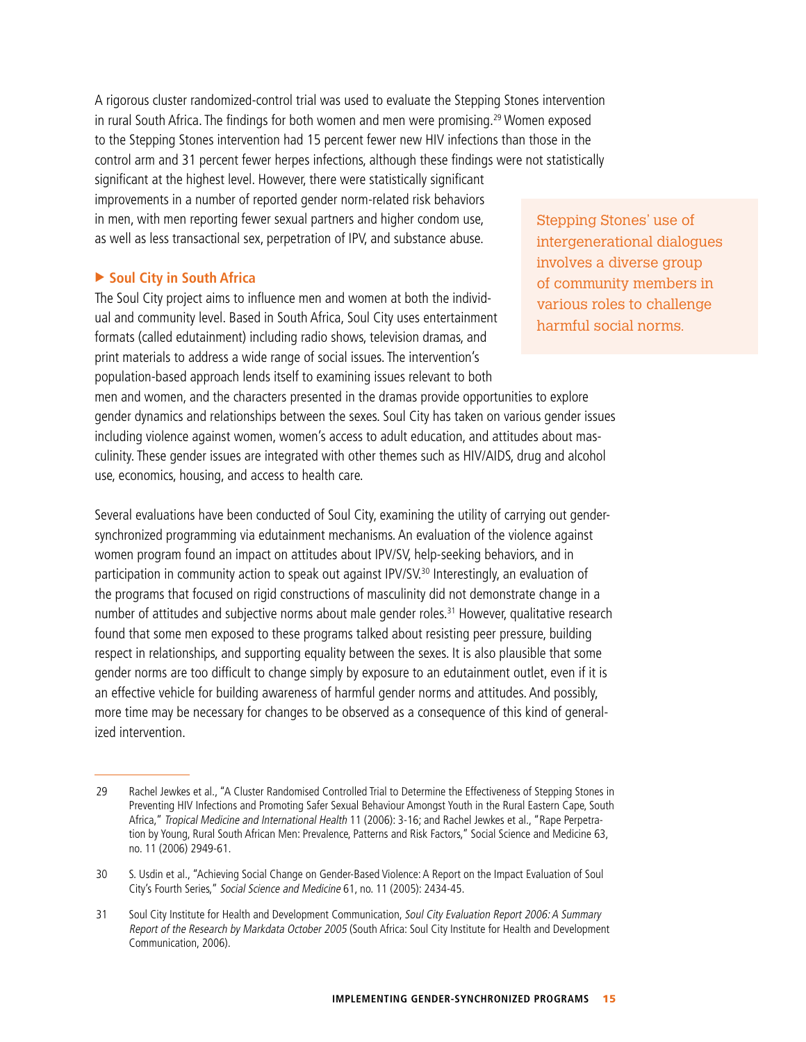A rigorous cluster randomized-control trial was used to evaluate the Stepping Stones intervention in rural South Africa. The findings for both women and men were promising.[29] Women exposed to the Stepping Stones intervention had 15 percent fewer new HIV infections than those in the control arm and 31 percent fewer herpes infections, although these findings were not statistically significant at the highest level. However, there were statistically significant improvements in a number of reported gender norm-related risk behaviors in men, with men reporting fewer sexual partners and higher condom use, as well as less transactional sex, perpetration of IPV, and substance abuse.

> Stepping Stones' use of intergenerational dialogues involves a diverse group of community members in various roles to challenge harmful social norms.

### ▶ Soul City in South Africa

The Soul City project aims to influence men and women at both the individual and community level. Based in South Africa, Soul City uses entertainment formats (called edutainment) including radio shows, television dramas, and print materials to address a wide range of social issues. The intervention's population-based approach lends itself to examining issues relevant to both men and women, and the characters presented in the dramas provide opportunities to explore gender dynamics and relationships between the sexes. Soul City has taken on various gender issues including violence against women, women's access to adult education, and attitudes about masculinity. These gender issues are integrated with other themes such as HIV/AIDS, drug and alcohol use, economics, housing, and access to health care.

Several evaluations have been conducted of Soul City, examining the utility of carrying out gender-synchronized programming via edutainment mechanisms. An evaluation of the violence against women program found an impact on attitudes about IPV/SV, help-seeking behaviors, and in participation in community action to speak out against IPV/SV.[30] Interestingly, an evaluation of the programs that focused on rigid constructions of masculinity did not demonstrate change in a number of attitudes and subjective norms about male gender roles.[31] However, qualitative research found that some men exposed to these programs talked about resisting peer pressure, building respect in relationships, and supporting equality between the sexes. It is also plausible that some gender norms are too difficult to change simply by exposure to an edutainment outlet, even if it is an effective vehicle for building awareness of harmful gender norms and attitudes. And possibly, more time may be necessary for changes to be observed as a consequence of this kind of generalized intervention.

---

29 Rachel Jewkes et al., "A Cluster Randomised Controlled Trial to Determine the Effectiveness of Stepping Stones in Preventing HIV Infections and Promoting Safer Sexual Behaviour Amongst Youth in the Rural Eastern Cape, South Africa," *Tropical Medicine and International Health* 11 (2006): 3-16; and Rachel Jewkes et al., "Rape Perpetration by Young, Rural South African Men: Prevalence, Patterns and Risk Factors," Social Science and Medicine 63, no. 11 (2006) 2949-61.

30 S. Usdin et al., "Achieving Social Change on Gender-Based Violence: A Report on the Impact Evaluation of Soul City's Fourth Series," *Social Science and Medicine* 61, no. 11 (2005): 2434-45.

31 Soul City Institute for Health and Development Communication, *Soul City Evaluation Report 2006: A Summary Report of the Research by Markdata October 2005* (South Africa: Soul City Institute for Health and Development Communication, 2006).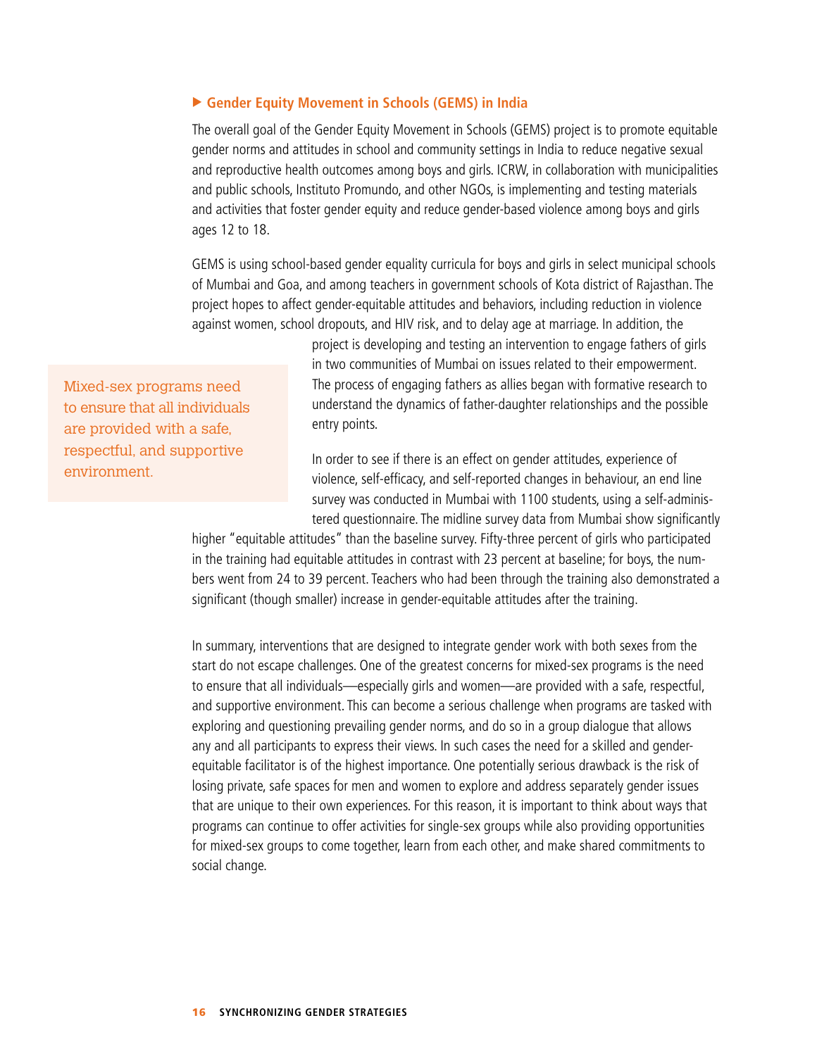### ▶ Gender Equity Movement in Schools (GEMS) in India

The overall goal of the Gender Equity Movement in Schools (GEMS) project is to promote equitable gender norms and attitudes in school and community settings in India to reduce negative sexual and reproductive health outcomes among boys and girls. ICRW, in collaboration with municipalities and public schools, Instituto Promundo, and other NGOs, is implementing and testing materials and activities that foster gender equity and reduce gender-based violence among boys and girls ages 12 to 18.

GEMS is using school-based gender equality curricula for boys and girls in select municipal schools of Mumbai and Goa, and among teachers in government schools of Kota district of Rajasthan. The project hopes to affect gender-equitable attitudes and behaviors, including reduction in violence against women, school dropouts, and HIV risk, and to delay age at marriage. In addition, the project is developing and testing an intervention to engage fathers of girls in two communities of Mumbai on issues related to their empowerment. The process of engaging fathers as allies began with formative research to understand the dynamics of father-daughter relationships and the possible entry points.

> Mixed-sex programs need to ensure that all individuals are provided with a safe, respectful, and supportive environment.

In order to see if there is an effect on gender attitudes, experience of violence, self-efficacy, and self-reported changes in behaviour, an end line survey was conducted in Mumbai with 1100 students, using a self-administered questionnaire. The midline survey data from Mumbai show significantly higher "equitable attitudes" than the baseline survey. Fifty-three percent of girls who participated in the training had equitable attitudes in contrast with 23 percent at baseline; for boys, the numbers went from 24 to 39 percent. Teachers who had been through the training also demonstrated a significant (though smaller) increase in gender-equitable attitudes after the training.

In summary, interventions that are designed to integrate gender work with both sexes from the start do not escape challenges. One of the greatest concerns for mixed-sex programs is the need to ensure that all individuals—especially girls and women—are provided with a safe, respectful, and supportive environment. This can become a serious challenge when programs are tasked with exploring and questioning prevailing gender norms, and do so in a group dialogue that allows any and all participants to express their views. In such cases the need for a skilled and gender-equitable facilitator is of the highest importance. One potentially serious drawback is the risk of losing private, safe spaces for men and women to explore and address separately gender issues that are unique to their own experiences. For this reason, it is important to think about ways that programs can continue to offer activities for single-sex groups while also providing opportunities for mixed-sex groups to come together, learn from each other, and make shared commitments to social change.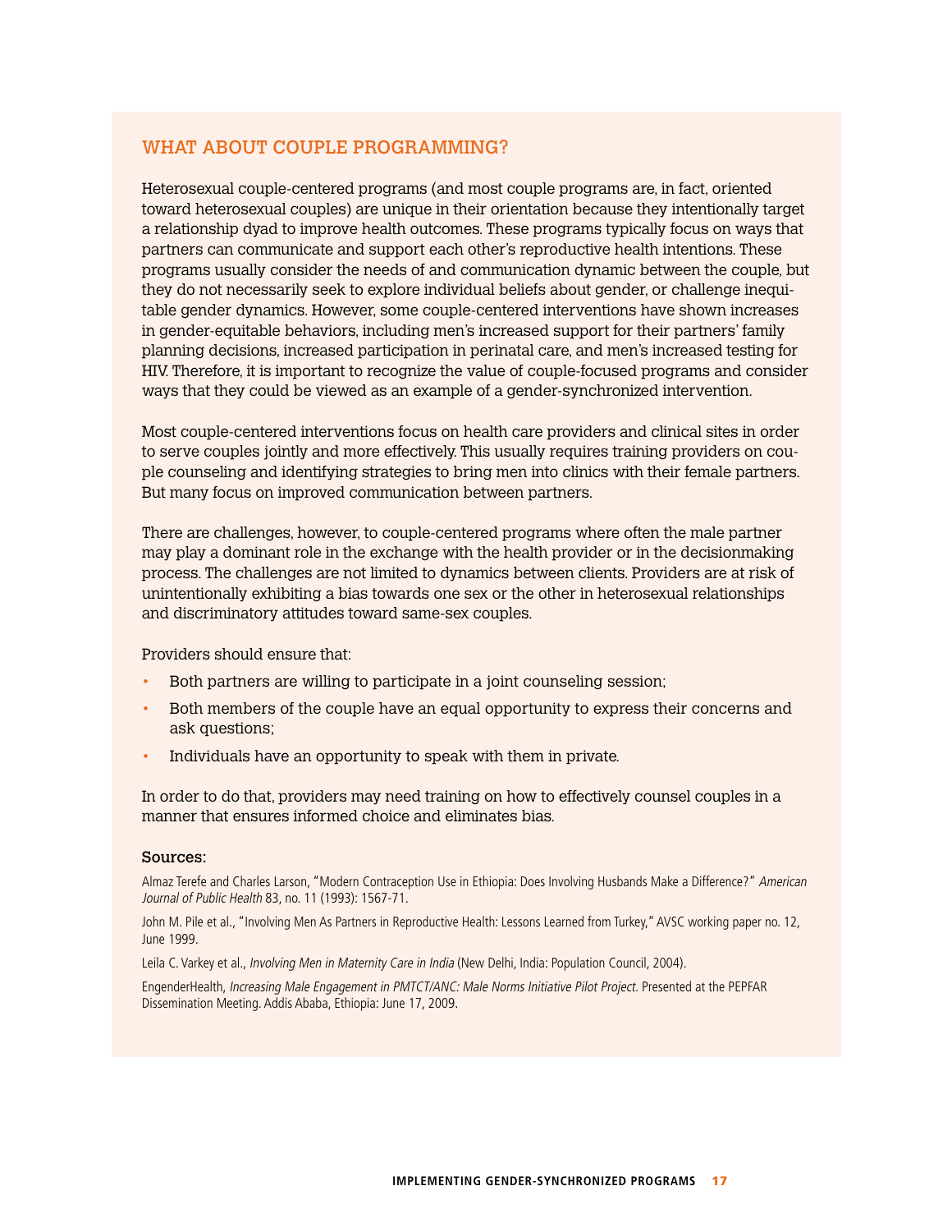## WHAT ABOUT COUPLE PROGRAMMING?

Heterosexual couple-centered programs (and most couple programs are, in fact, oriented toward heterosexual couples) are unique in their orientation because they intentionally target a relationship dyad to improve health outcomes. These programs typically focus on ways that partners can communicate and support each other's reproductive health intentions. These programs usually consider the needs of and communication dynamic between the couple, but they do not necessarily seek to explore individual beliefs about gender, or challenge inequitable gender dynamics. However, some couple-centered interventions have shown increases in gender-equitable behaviors, including men's increased support for their partners' family planning decisions, increased participation in perinatal care, and men's increased testing for HIV. Therefore, it is important to recognize the value of couple-focused programs and consider ways that they could be viewed as an example of a gender-synchronized intervention.

Most couple-centered interventions focus on health care providers and clinical sites in order to serve couples jointly and more effectively. This usually requires training providers on couple counseling and identifying strategies to bring men into clinics with their female partners. But many focus on improved communication between partners.

There are challenges, however, to couple-centered programs where often the male partner may play a dominant role in the exchange with the health provider or in the decisionmaking process. The challenges are not limited to dynamics between clients. Providers are at risk of unintentionally exhibiting a bias towards one sex or the other in heterosexual relationships and discriminatory attitudes toward same-sex couples.

Providers should ensure that:

- Both partners are willing to participate in a joint counseling session;
- Both members of the couple have an equal opportunity to express their concerns and ask questions;
- Individuals have an opportunity to speak with them in private.

In order to do that, providers may need training on how to effectively counsel couples in a manner that ensures informed choice and eliminates bias.

### Sources:

Almaz Terefe and Charles Larson, "Modern Contraception Use in Ethiopia: Does Involving Husbands Make a Difference?" *American Journal of Public Health* 83, no. 11 (1993): 1567-71.

John M. Pile et al., "Involving Men As Partners in Reproductive Health: Lessons Learned from Turkey," AVSC working paper no. 12, June 1999.

Leila C. Varkey et al., *Involving Men in Maternity Care in India* (New Delhi, India: Population Council, 2004).

EngenderHealth, *Increasing Male Engagement in PMTCT/ANC: Male Norms Initiative Pilot Project.* Presented at the PEPFAR Dissemination Meeting. Addis Ababa, Ethiopia: June 17, 2009.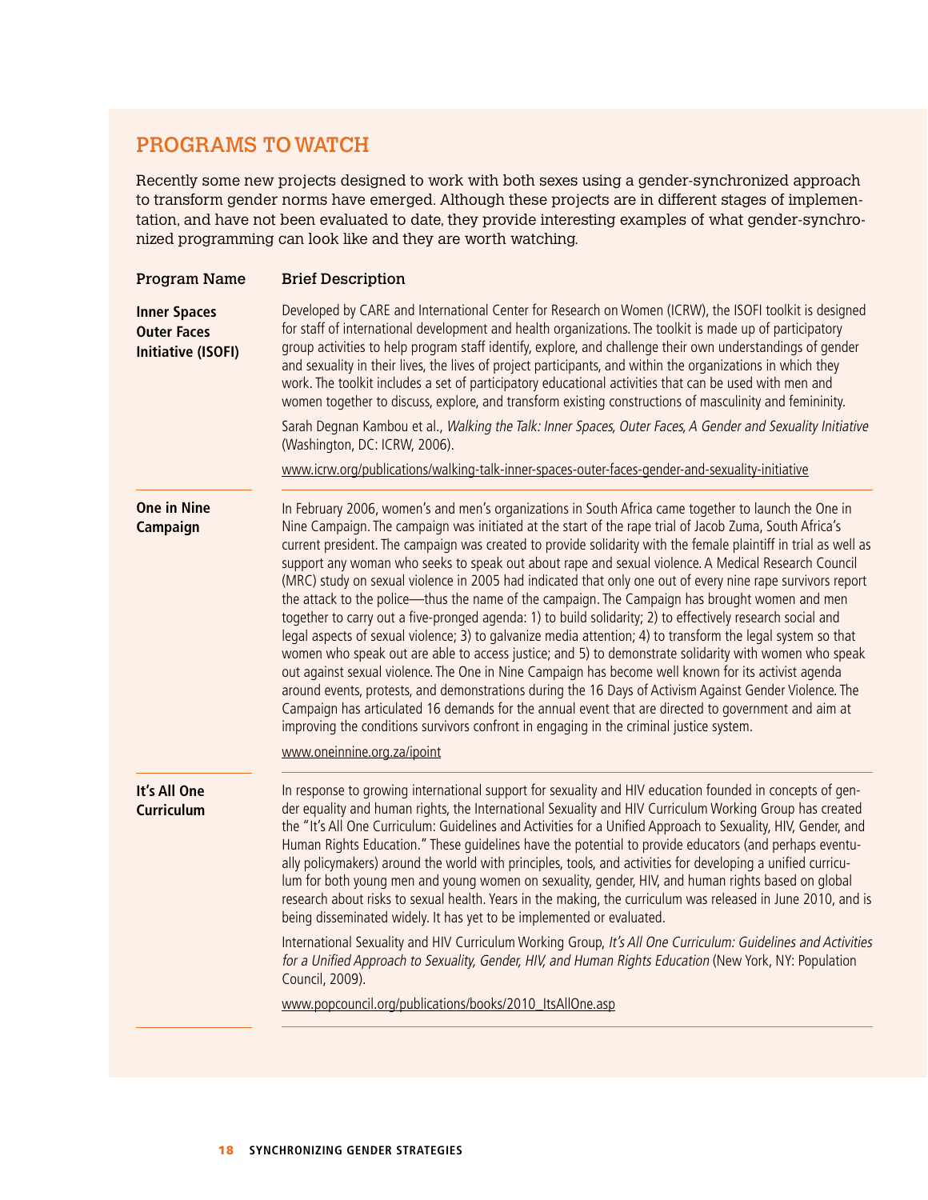## PROGRAMS TO WATCH

Recently some new projects designed to work with both sexes using a gender-synchronized approach to transform gender norms have emerged. Although these projects are in different stages of implementation, and have not been evaluated to date, they provide interesting examples of what gender-synchronized programming can look like and they are worth watching.

| Program Name | Brief Description |
| --- | --- |
| **Inner Spaces Outer Faces Initiative (ISOFI)** | Developed by CARE and International Center for Research on Women (ICRW), the ISOFI toolkit is designed for staff of international development and health organizations. The toolkit is made up of participatory group activities to help program staff identify, explore, and challenge their own understandings of gender and sexuality in their lives, the lives of project participants, and within the organizations in which they work. The toolkit includes a set of participatory educational activities that can be used with men and women together to discuss, explore, and transform existing constructions of masculinity and femininity.<br><br>Sarah Degnan Kambou et al., *Walking the Talk: Inner Spaces, Outer Faces, A Gender and Sexuality Initiative* (Washington, DC: ICRW, 2006).<br><br>www.icrw.org/publications/walking-talk-inner-spaces-outer-faces-gender-and-sexuality-initiative |
| **One in Nine Campaign** | In February 2006, women's and men's organizations in South Africa came together to launch the One in Nine Campaign. The campaign was initiated at the start of the rape trial of Jacob Zuma, South Africa's current president. The campaign was created to provide solidarity with the female plaintiff in trial as well as support any woman who seeks to speak out about rape and sexual violence. A Medical Research Council (MRC) study on sexual violence in 2005 had indicated that only one out of every nine rape survivors report the attack to the police—thus the name of the campaign. The Campaign has brought women and men together to carry out a five-pronged agenda: 1) to build solidarity; 2) to effectively research social and legal aspects of sexual violence; 3) to galvanize media attention; 4) to transform the legal system so that women who speak out are able to access justice; and 5) to demonstrate solidarity with women who speak out against sexual violence. The One in Nine Campaign has become well known for its activist agenda around events, protests, and demonstrations during the 16 Days of Activism Against Gender Violence. The Campaign has articulated 16 demands for the annual event that are directed to government and aim at improving the conditions survivors confront in engaging in the criminal justice system.<br><br>www.oneinnine.org.za/ipoint |
| **It's All One Curriculum** | In response to growing international support for sexuality and HIV education founded in concepts of gender equality and human rights, the International Sexuality and HIV Curriculum Working Group has created the "It's All One Curriculum: Guidelines and Activities for a Unified Approach to Sexuality, HIV, Gender, and Human Rights Education." These guidelines have the potential to provide educators (and perhaps eventually policymakers) around the world with principles, tools, and activities for developing a unified curriculum for both young men and young women on sexuality, gender, HIV, and human rights based on global research about risks to sexual health. Years in the making, the curriculum was released in June 2010, and is being disseminated widely. It has yet to be implemented or evaluated.<br><br>International Sexuality and HIV Curriculum Working Group, *It's All One Curriculum: Guidelines and Activities for a Unified Approach to Sexuality, Gender, HIV, and Human Rights Education* (New York, NY: Population Council, 2009).<br><br>www.popcouncil.org/publications/books/2010_ItsAllOne.asp |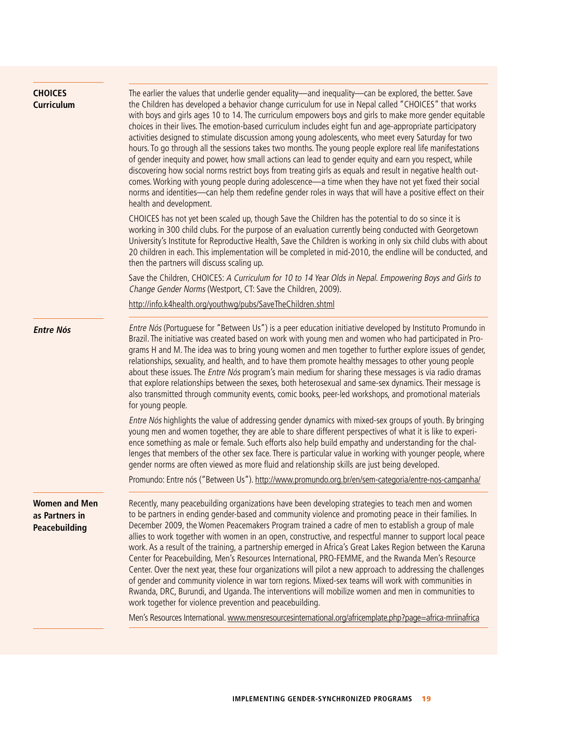### CHOICES Curriculum

The earlier the values that underlie gender equality—and inequality—can be explored, the better. Save the Children has developed a behavior change curriculum for use in Nepal called "CHOICES" that works with boys and girls ages 10 to 14. The curriculum empowers boys and girls to make more gender equitable choices in their lives. The emotion-based curriculum includes eight fun and age-appropriate participatory activities designed to stimulate discussion among young adolescents, who meet every Saturday for two hours. To go through all the sessions takes two months. The young people explore real life manifestations of gender inequity and power, how small actions can lead to gender equity and earn you respect, while discovering how social norms restrict boys from treating girls as equals and result in negative health outcomes. Working with young people during adolescence—a time when they have not yet fixed their social norms and identities—can help them redefine gender roles in ways that will have a positive effect on their health and development.

CHOICES has not yet been scaled up, though Save the Children has the potential to do so since it is working in 300 child clubs. For the purpose of an evaluation currently being conducted with Georgetown University's Institute for Reproductive Health, Save the Children is working in only six child clubs with about 20 children in each. This implementation will be completed in mid-2010, the endline will be conducted, and then the partners will discuss scaling up.

Save the Children, CHOICES: *A Curriculum for 10 to 14 Year Olds in Nepal. Empowering Boys and Girls to Change Gender Norms* (Westport, CT: Save the Children, 2009).

http://info.k4health.org/youthwg/pubs/SaveTheChildren.shtml

### *Entre Nós*

*Entre Nós* (Portuguese for "Between Us") is a peer education initiative developed by Instituto Promundo in Brazil. The initiative was created based on work with young men and women who had participated in Programs H and M. The idea was to bring young women and men together to further explore issues of gender, relationships, sexuality, and health, and to have them promote healthy messages to other young people about these issues. The *Entre Nós* program's main medium for sharing these messages is via radio dramas that explore relationships between the sexes, both heterosexual and same-sex dynamics. Their message is also transmitted through community events, comic books, peer-led workshops, and promotional materials for young people.

*Entre Nós* highlights the value of addressing gender dynamics with mixed-sex groups of youth. By bringing young men and women together, they are able to share different perspectives of what it is like to experience something as male or female. Such efforts also help build empathy and understanding for the challenges that members of the other sex face. There is particular value in working with younger people, where gender norms are often viewed as more fluid and relationship skills are just being developed.

Promundo: Entre nós ("Between Us"). http://www.promundo.org.br/en/sem-categoria/entre-nos-campanha/

### Women and Men as Partners in Peacebuilding

Recently, many peacebuilding organizations have been developing strategies to teach men and women to be partners in ending gender-based and community violence and promoting peace in their families. In December 2009, the Women Peacemakers Program trained a cadre of men to establish a group of male allies to work together with women in an open, constructive, and respectful manner to support local peace work. As a result of the training, a partnership emerged in Africa's Great Lakes Region between the Karuna Center for Peacebuilding, Men's Resources International, PRO-FEMME, and the Rwanda Men's Resource Center. Over the next year, these four organizations will pilot a new approach to addressing the challenges of gender and community violence in war torn regions. Mixed-sex teams will work with communities in Rwanda, DRC, Burundi, and Uganda. The interventions will mobilize women and men in communities to work together for violence prevention and peacebuilding.

Men's Resources International. www.mensresourcesinternational.org/africemplate.php?page=africa-mriinafrica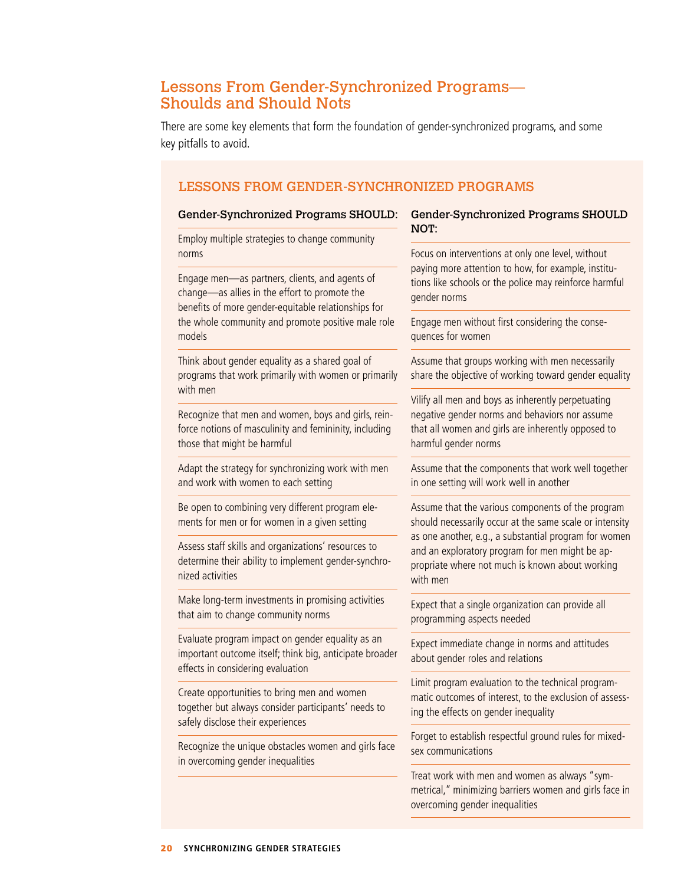## Lessons From Gender-Synchronized Programs—Shoulds and Should Nots

There are some key elements that form the foundation of gender-synchronized programs, and some key pitfalls to avoid.

### LESSONS FROM GENDER-SYNCHRONIZED PROGRAMS

**Gender-Synchronized Programs SHOULD:**

- Employ multiple strategies to change community norms
- Engage men—as partners, clients, and agents of change—as allies in the effort to promote the benefits of more gender-equitable relationships for the whole community and promote positive male role models
- Think about gender equality as a shared goal of programs that work primarily with women or primarily with men
- Recognize that men and women, boys and girls, reinforce notions of masculinity and femininity, including those that might be harmful
- Adapt the strategy for synchronizing work with men and work with women to each setting
- Be open to combining very different program elements for men or for women in a given setting
- Assess staff skills and organizations' resources to determine their ability to implement gender-synchronized activities
- Make long-term investments in promising activities that aim to change community norms
- Evaluate program impact on gender equality as an important outcome itself; think big, anticipate broader effects in considering evaluation
- Create opportunities to bring men and women together but always consider participants' needs to safely disclose their experiences
- Recognize the unique obstacles women and girls face in overcoming gender inequalities

**Gender-Synchronized Programs SHOULD NOT:**

- Focus on interventions at only one level, without paying more attention to how, for example, institutions like schools or the police may reinforce harmful gender norms
- Engage men without first considering the consequences for women
- Assume that groups working with men necessarily share the objective of working toward gender equality
- Vilify all men and boys as inherently perpetuating negative gender norms and behaviors nor assume that all women and girls are inherently opposed to harmful gender norms
- Assume that the components that work well together in one setting will work well in another
- Assume that the various components of the program should necessarily occur at the same scale or intensity as one another, e.g., a substantial program for women and an exploratory program for men might be appropriate where not much is known about working with men
- Expect that a single organization can provide all programming aspects needed
- Expect immediate change in norms and attitudes about gender roles and relations
- Limit program evaluation to the technical programmatic outcomes of interest, to the exclusion of assessing the effects on gender inequality
- Forget to establish respectful ground rules for mixed-sex communications
- Treat work with men and women as always "symmetrical," minimizing barriers women and girls face in overcoming gender inequalities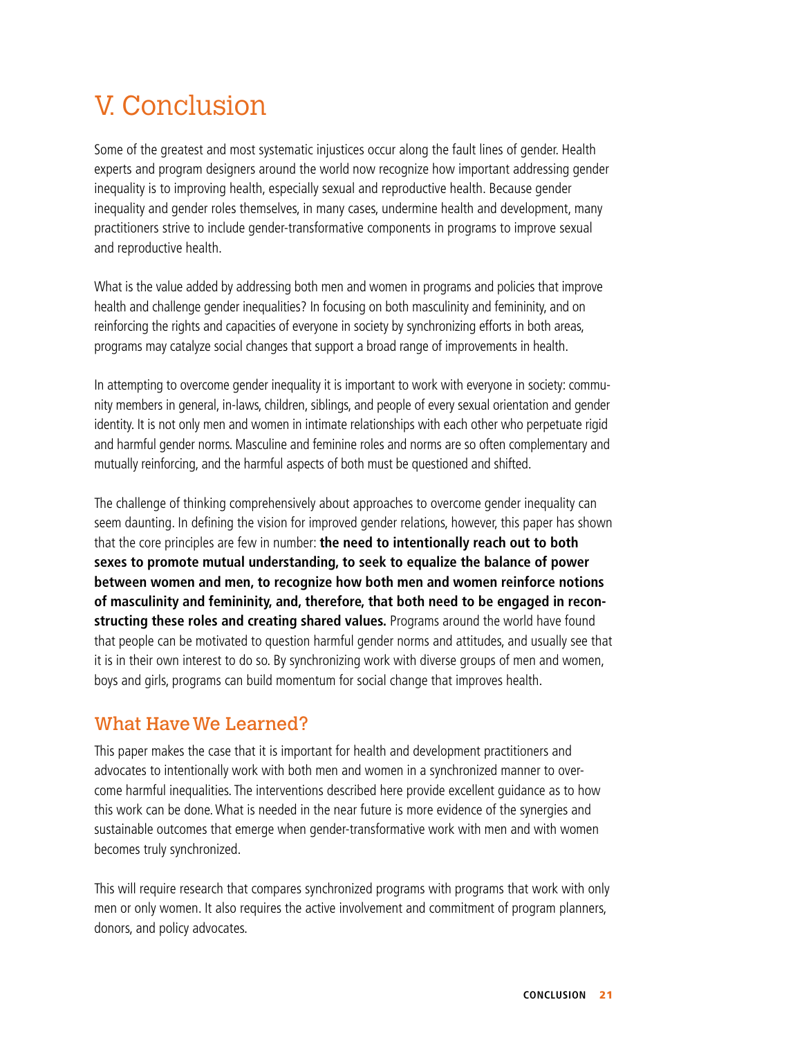# V. Conclusion

Some of the greatest and most systematic injustices occur along the fault lines of gender. Health experts and program designers around the world now recognize how important addressing gender inequality is to improving health, especially sexual and reproductive health. Because gender inequality and gender roles themselves, in many cases, undermine health and development, many practitioners strive to include gender-transformative components in programs to improve sexual and reproductive health.

What is the value added by addressing both men and women in programs and policies that improve health and challenge gender inequalities? In focusing on both masculinity and femininity, and on reinforcing the rights and capacities of everyone in society by synchronizing efforts in both areas, programs may catalyze social changes that support a broad range of improvements in health.

In attempting to overcome gender inequality it is important to work with everyone in society: community members in general, in-laws, children, siblings, and people of every sexual orientation and gender identity. It is not only men and women in intimate relationships with each other who perpetuate rigid and harmful gender norms. Masculine and feminine roles and norms are so often complementary and mutually reinforcing, and the harmful aspects of both must be questioned and shifted.

The challenge of thinking comprehensively about approaches to overcome gender inequality can seem daunting. In defining the vision for improved gender relations, however, this paper has shown that the core principles are few in number: **the need to intentionally reach out to both sexes to promote mutual understanding, to seek to equalize the balance of power between women and men, to recognize how both men and women reinforce notions of masculinity and femininity, and, therefore, that both need to be engaged in reconstructing these roles and creating shared values.** Programs around the world have found that people can be motivated to question harmful gender norms and attitudes, and usually see that it is in their own interest to do so. By synchronizing work with diverse groups of men and women, boys and girls, programs can build momentum for social change that improves health.

## What Have We Learned?

This paper makes the case that it is important for health and development practitioners and advocates to intentionally work with both men and women in a synchronized manner to overcome harmful inequalities. The interventions described here provide excellent guidance as to how this work can be done. What is needed in the near future is more evidence of the synergies and sustainable outcomes that emerge when gender-transformative work with men and with women becomes truly synchronized.

This will require research that compares synchronized programs with programs that work with only men or only women. It also requires the active involvement and commitment of program planners, donors, and policy advocates.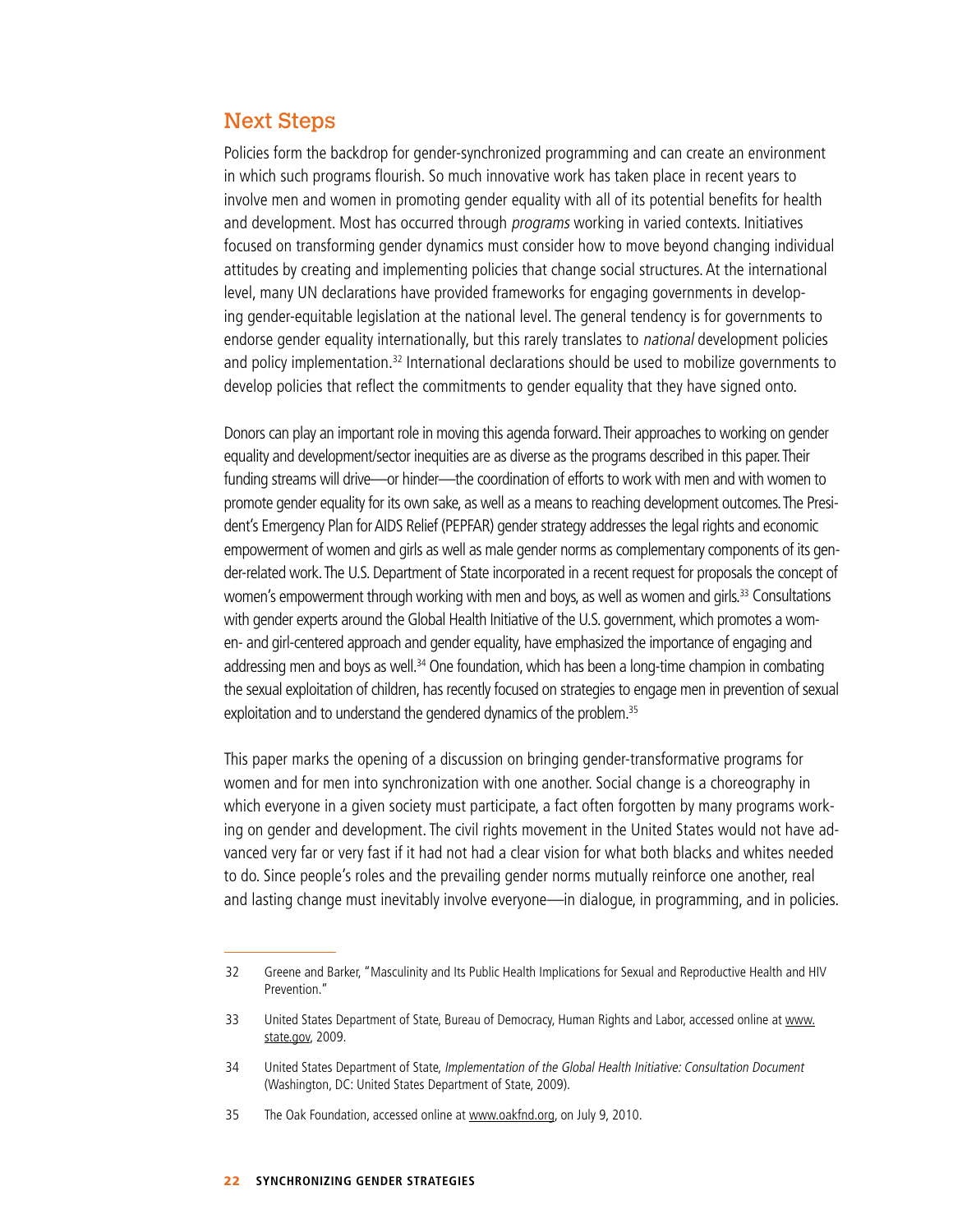## Next Steps

Policies form the backdrop for gender-synchronized programming and can create an environment in which such programs flourish. So much innovative work has taken place in recent years to involve men and women in promoting gender equality with all of its potential benefits for health and development. Most has occurred through *programs* working in varied contexts. Initiatives focused on transforming gender dynamics must consider how to move beyond changing individual attitudes by creating and implementing policies that change social structures. At the international level, many UN declarations have provided frameworks for engaging governments in developing gender-equitable legislation at the national level. The general tendency is for governments to endorse gender equality internationally, but this rarely translates to *national* development policies and policy implementation.[32] International declarations should be used to mobilize governments to develop policies that reflect the commitments to gender equality that they have signed onto.

Donors can play an important role in moving this agenda forward. Their approaches to working on gender equality and development/sector inequities are as diverse as the programs described in this paper. Their funding streams will drive—or hinder—the coordination of efforts to work with men and with women to promote gender equality for its own sake, as well as a means to reaching development outcomes. The President's Emergency Plan for AIDS Relief (PEPFAR) gender strategy addresses the legal rights and economic empowerment of women and girls as well as male gender norms as complementary components of its gender-related work. The U.S. Department of State incorporated in a recent request for proposals the concept of women's empowerment through working with men and boys, as well as women and girls.[33] Consultations with gender experts around the Global Health Initiative of the U.S. government, which promotes a women- and girl-centered approach and gender equality, have emphasized the importance of engaging and addressing men and boys as well.[34] One foundation, which has been a long-time champion in combating the sexual exploitation of children, has recently focused on strategies to engage men in prevention of sexual exploitation and to understand the gendered dynamics of the problem.[35]

This paper marks the opening of a discussion on bringing gender-transformative programs for women and for men into synchronization with one another. Social change is a choreography in which everyone in a given society must participate, a fact often forgotten by many programs working on gender and development. The civil rights movement in the United States would not have advanced very far or very fast if it had not had a clear vision for what both blacks and whites needed to do. Since people's roles and the prevailing gender norms mutually reinforce one another, real and lasting change must inevitably involve everyone—in dialogue, in programming, and in policies.

---

32 Greene and Barker, "Masculinity and Its Public Health Implications for Sexual and Reproductive Health and HIV Prevention."

33 United States Department of State, Bureau of Democracy, Human Rights and Labor, accessed online at www.state.gov, 2009.

34 United States Department of State, *Implementation of the Global Health Initiative: Consultation Document* (Washington, DC: United States Department of State, 2009).

35 The Oak Foundation, accessed online at www.oakfnd.org, on July 9, 2010.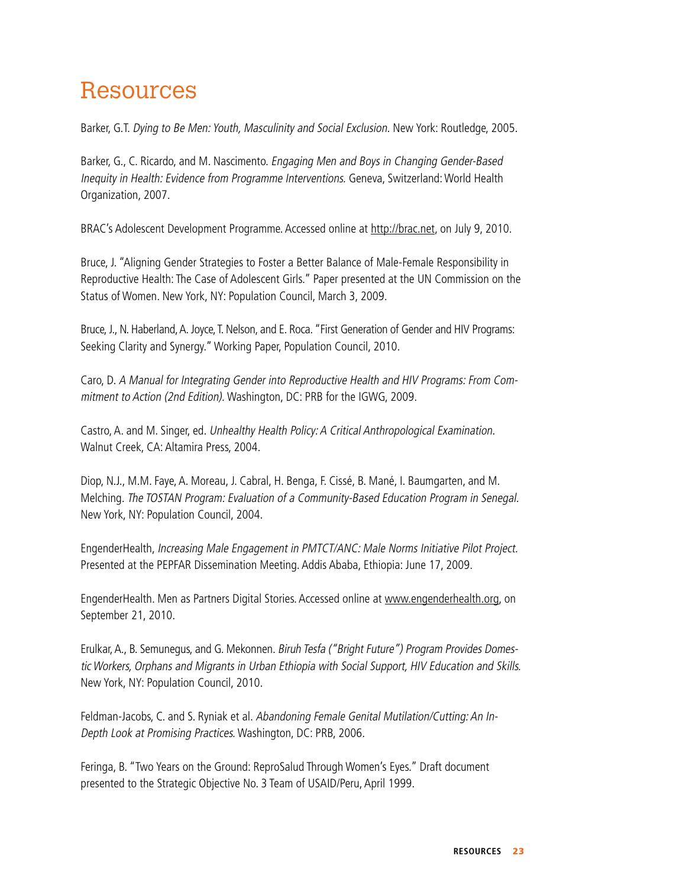# Resources

Barker, G.T. *Dying to Be Men: Youth, Masculinity and Social Exclusion*. New York: Routledge, 2005.

Barker, G., C. Ricardo, and M. Nascimento. *Engaging Men and Boys in Changing Gender-Based Inequity in Health: Evidence from Programme Interventions.* Geneva, Switzerland: World Health Organization, 2007.

BRAC's Adolescent Development Programme. Accessed online at http://brac.net, on July 9, 2010.

Bruce, J. "Aligning Gender Strategies to Foster a Better Balance of Male-Female Responsibility in Reproductive Health: The Case of Adolescent Girls." Paper presented at the UN Commission on the Status of Women. New York, NY: Population Council, March 3, 2009.

Bruce, J., N. Haberland, A. Joyce, T. Nelson, and E. Roca. "First Generation of Gender and HIV Programs: Seeking Clarity and Synergy." Working Paper, Population Council, 2010.

Caro, D. *A Manual for Integrating Gender into Reproductive Health and HIV Programs: From Commitment to Action (2nd Edition)*. Washington, DC: PRB for the IGWG, 2009.

Castro, A. and M. Singer, ed. *Unhealthy Health Policy: A Critical Anthropological Examination*. Walnut Creek, CA: Altamira Press, 2004.

Diop, N.J., M.M. Faye, A. Moreau, J. Cabral, H. Benga, F. Cissé, B. Mané, I. Baumgarten, and M. Melching. *The TOSTAN Program: Evaluation of a Community-Based Education Program in Senegal*. New York, NY: Population Council, 2004.

EngenderHealth, *Increasing Male Engagement in PMTCT/ANC: Male Norms Initiative Pilot Project*. Presented at the PEPFAR Dissemination Meeting. Addis Ababa, Ethiopia: June 17, 2009.

EngenderHealth. Men as Partners Digital Stories. Accessed online at www.engenderhealth.org, on September 21, 2010.

Erulkar, A., B. Semunegus, and G. Mekonnen. *Biruh Tesfa ("Bright Future") Program Provides Domestic Workers, Orphans and Migrants in Urban Ethiopia with Social Support, HIV Education and Skills.* New York, NY: Population Council, 2010.

Feldman-Jacobs, C. and S. Ryniak et al. *Abandoning Female Genital Mutilation/Cutting: An In-Depth Look at Promising Practices.* Washington, DC: PRB, 2006.

Feringa, B. "Two Years on the Ground: ReproSalud Through Women's Eyes." Draft document presented to the Strategic Objective No. 3 Team of USAID/Peru, April 1999.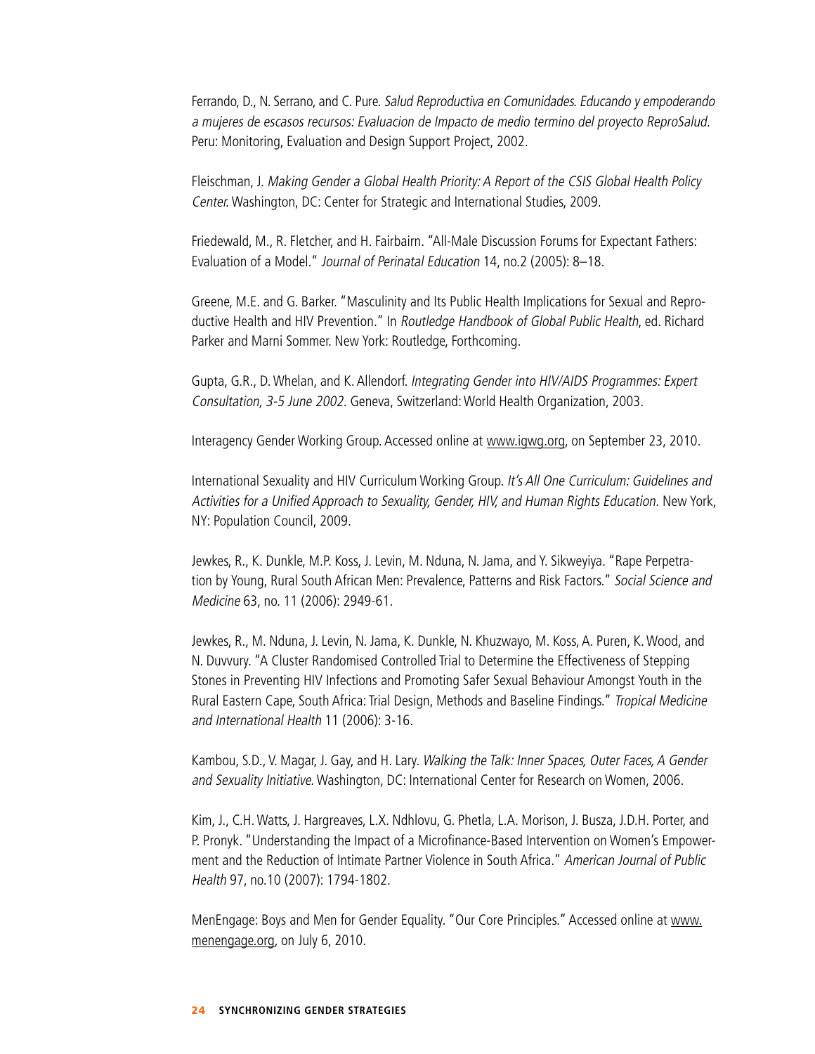Ferrando, D., N. Serrano, and C. Pure. *Salud Reproductiva en Comunidades. Educando y empoderando a mujeres de escasos recursos: Evaluacion de Impacto de medio termino del proyecto ReproSalud.* Peru: Monitoring, Evaluation and Design Support Project, 2002.

Fleischman, J. *Making Gender a Global Health Priority: A Report of the CSIS Global Health Policy Center.* Washington, DC: Center for Strategic and International Studies, 2009.

Friedewald, M., R. Fletcher, and H. Fairbairn. "All-Male Discussion Forums for Expectant Fathers: Evaluation of a Model." *Journal of Perinatal Education* 14, no.2 (2005): 8–18.

Greene, M.E. and G. Barker. "Masculinity and Its Public Health Implications for Sexual and Reproductive Health and HIV Prevention." In *Routledge Handbook of Global Public Health*, ed. Richard Parker and Marni Sommer. New York: Routledge, Forthcoming.

Gupta, G.R., D. Whelan, and K. Allendorf. *Integrating Gender into HIV/AIDS Programmes: Expert Consultation, 3-5 June 2002.* Geneva, Switzerland: World Health Organization, 2003.

Interagency Gender Working Group. Accessed online at www.igwg.org, on September 23, 2010.

International Sexuality and HIV Curriculum Working Group. *It's All One Curriculum: Guidelines and Activities for a Unified Approach to Sexuality, Gender, HIV, and Human Rights Education.* New York, NY: Population Council, 2009.

Jewkes, R., K. Dunkle, M.P. Koss, J. Levin, M. Nduna, N. Jama, and Y. Sikweyiya. "Rape Perpetration by Young, Rural South African Men: Prevalence, Patterns and Risk Factors." *Social Science and Medicine* 63, no. 11 (2006): 2949-61.

Jewkes, R., M. Nduna, J. Levin, N. Jama, K. Dunkle, N. Khuzwayo, M. Koss, A. Puren, K. Wood, and N. Duvvury. "A Cluster Randomised Controlled Trial to Determine the Effectiveness of Stepping Stones in Preventing HIV Infections and Promoting Safer Sexual Behaviour Amongst Youth in the Rural Eastern Cape, South Africa: Trial Design, Methods and Baseline Findings." *Tropical Medicine and International Health* 11 (2006): 3-16.

Kambou, S.D., V. Magar, J. Gay, and H. Lary. *Walking the Talk: Inner Spaces, Outer Faces, A Gender and Sexuality Initiative.* Washington, DC: International Center for Research on Women, 2006.

Kim, J., C.H. Watts, J. Hargreaves, L.X. Ndhlovu, G. Phetla, L.A. Morison, J. Busza, J.D.H. Porter, and P. Pronyk. "Understanding the Impact of a Microfinance-Based Intervention on Women's Empowerment and the Reduction of Intimate Partner Violence in South Africa." *American Journal of Public Health* 97, no.10 (2007): 1794-1802.

MenEngage: Boys and Men for Gender Equality. "Our Core Principles." Accessed online at www.menengage.org, on July 6, 2010.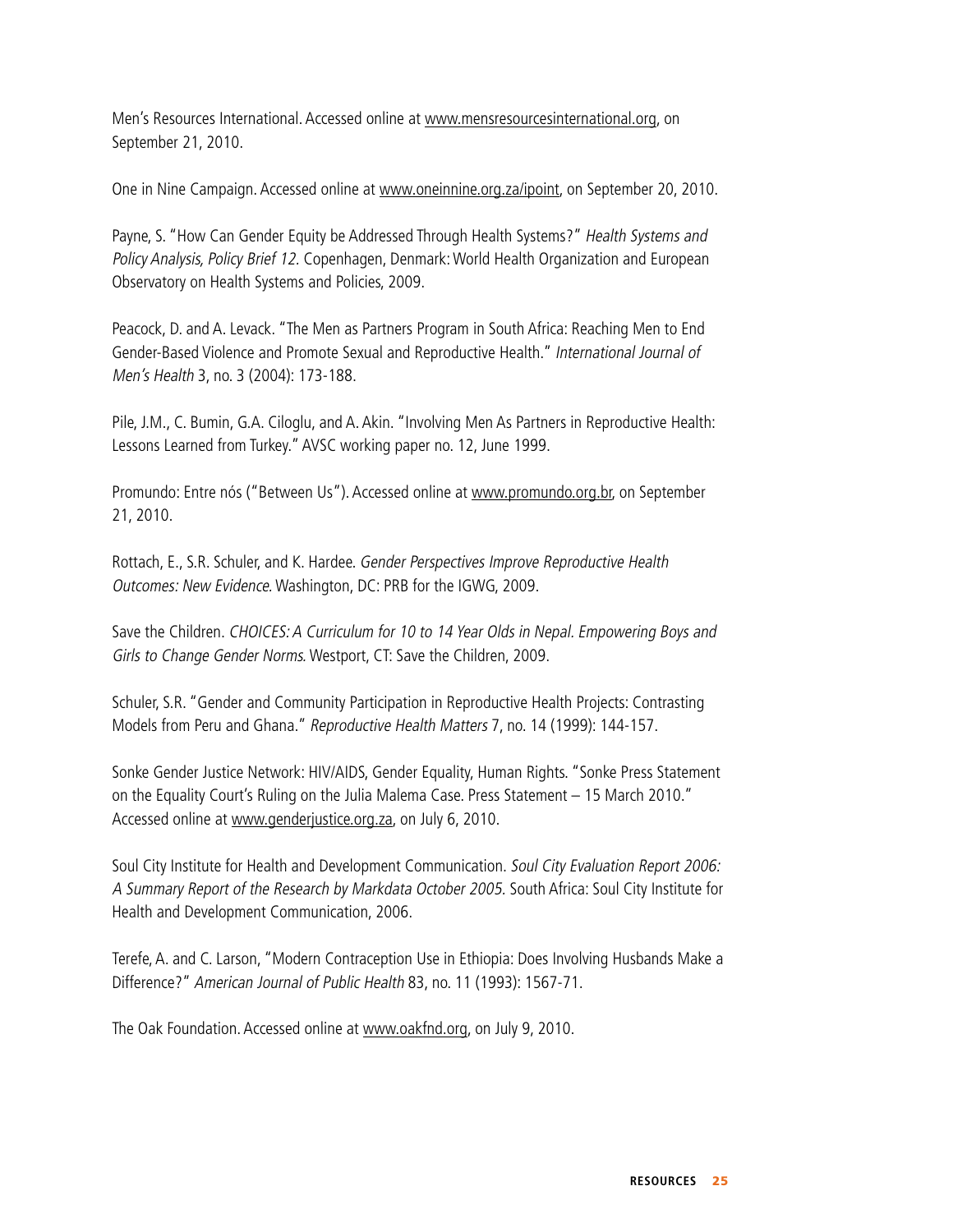Men's Resources International. Accessed online at www.mensresourcesinternational.org, on September 21, 2010.

One in Nine Campaign. Accessed online at www.oneinnine.org.za/ipoint, on September 20, 2010.

Payne, S. "How Can Gender Equity be Addressed Through Health Systems?" *Health Systems and Policy Analysis, Policy Brief 12.* Copenhagen, Denmark: World Health Organization and European Observatory on Health Systems and Policies, 2009.

Peacock, D. and A. Levack. "The Men as Partners Program in South Africa: Reaching Men to End Gender-Based Violence and Promote Sexual and Reproductive Health." *International Journal of Men's Health* 3, no. 3 (2004): 173-188.

Pile, J.M., C. Bumin, G.A. Ciloglu, and A. Akin. "Involving Men As Partners in Reproductive Health: Lessons Learned from Turkey." AVSC working paper no. 12, June 1999.

Promundo: Entre nós ("Between Us"). Accessed online at www.promundo.org.br, on September 21, 2010.

Rottach, E., S.R. Schuler, and K. Hardee. *Gender Perspectives Improve Reproductive Health Outcomes: New Evidence*. Washington, DC: PRB for the IGWG, 2009.

Save the Children. *CHOICES: A Curriculum for 10 to 14 Year Olds in Nepal. Empowering Boys and Girls to Change Gender Norms*. Westport, CT: Save the Children, 2009.

Schuler, S.R. "Gender and Community Participation in Reproductive Health Projects: Contrasting Models from Peru and Ghana." *Reproductive Health Matters* 7, no. 14 (1999): 144-157.

Sonke Gender Justice Network: HIV/AIDS, Gender Equality, Human Rights. "Sonke Press Statement on the Equality Court's Ruling on the Julia Malema Case. Press Statement – 15 March 2010." Accessed online at www.genderjustice.org.za, on July 6, 2010.

Soul City Institute for Health and Development Communication. *Soul City Evaluation Report 2006: A Summary Report of the Research by Markdata October 2005.* South Africa: Soul City Institute for Health and Development Communication, 2006.

Terefe, A. and C. Larson, "Modern Contraception Use in Ethiopia: Does Involving Husbands Make a Difference?" *American Journal of Public Health* 83, no. 11 (1993): 1567-71.

The Oak Foundation. Accessed online at www.oakfnd.org, on July 9, 2010.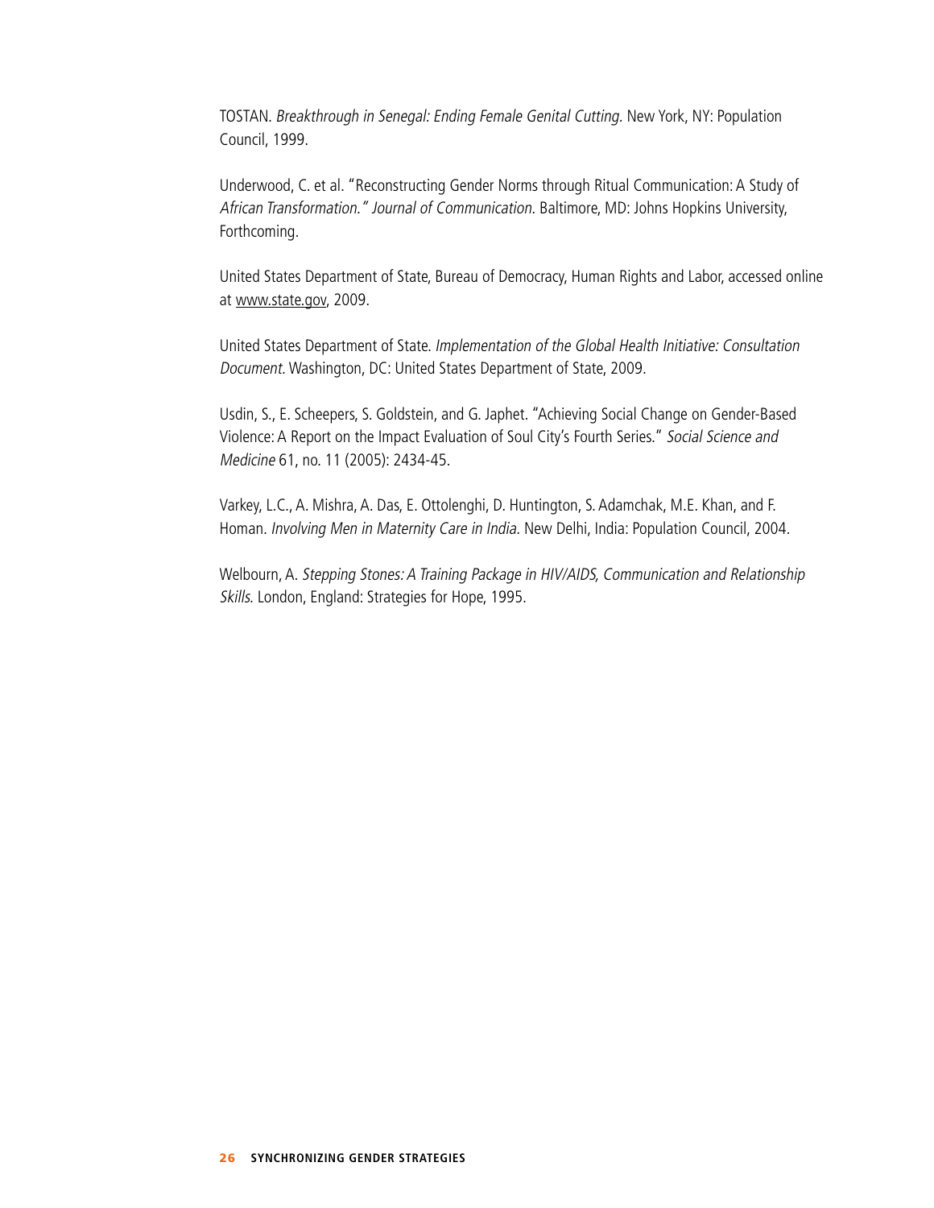TOSTAN. *Breakthrough in Senegal: Ending Female Genital Cutting.* New York, NY: Population Council, 1999.

Underwood, C. et al. "Reconstructing Gender Norms through Ritual Communication: A Study of *African Transformation." Journal of Communication.* Baltimore, MD: Johns Hopkins University, Forthcoming.

United States Department of State, Bureau of Democracy, Human Rights and Labor, accessed online at www.state.gov, 2009.

United States Department of State. *Implementation of the Global Health Initiative: Consultation Document.* Washington, DC: United States Department of State, 2009.

Usdin, S., E. Scheepers, S. Goldstein, and G. Japhet. "Achieving Social Change on Gender-Based Violence: A Report on the Impact Evaluation of Soul City's Fourth Series." *Social Science and Medicine* 61, no. 11 (2005): 2434-45.

Varkey, L.C., A. Mishra, A. Das, E. Ottolenghi, D. Huntington, S. Adamchak, M.E. Khan, and F. Homan. *Involving Men in Maternity Care in India.* New Delhi, India: Population Council, 2004.

Welbourn, A. *Stepping Stones: A Training Package in HIV/AIDS, Communication and Relationship Skills.* London, England: Strategies for Hope, 1995.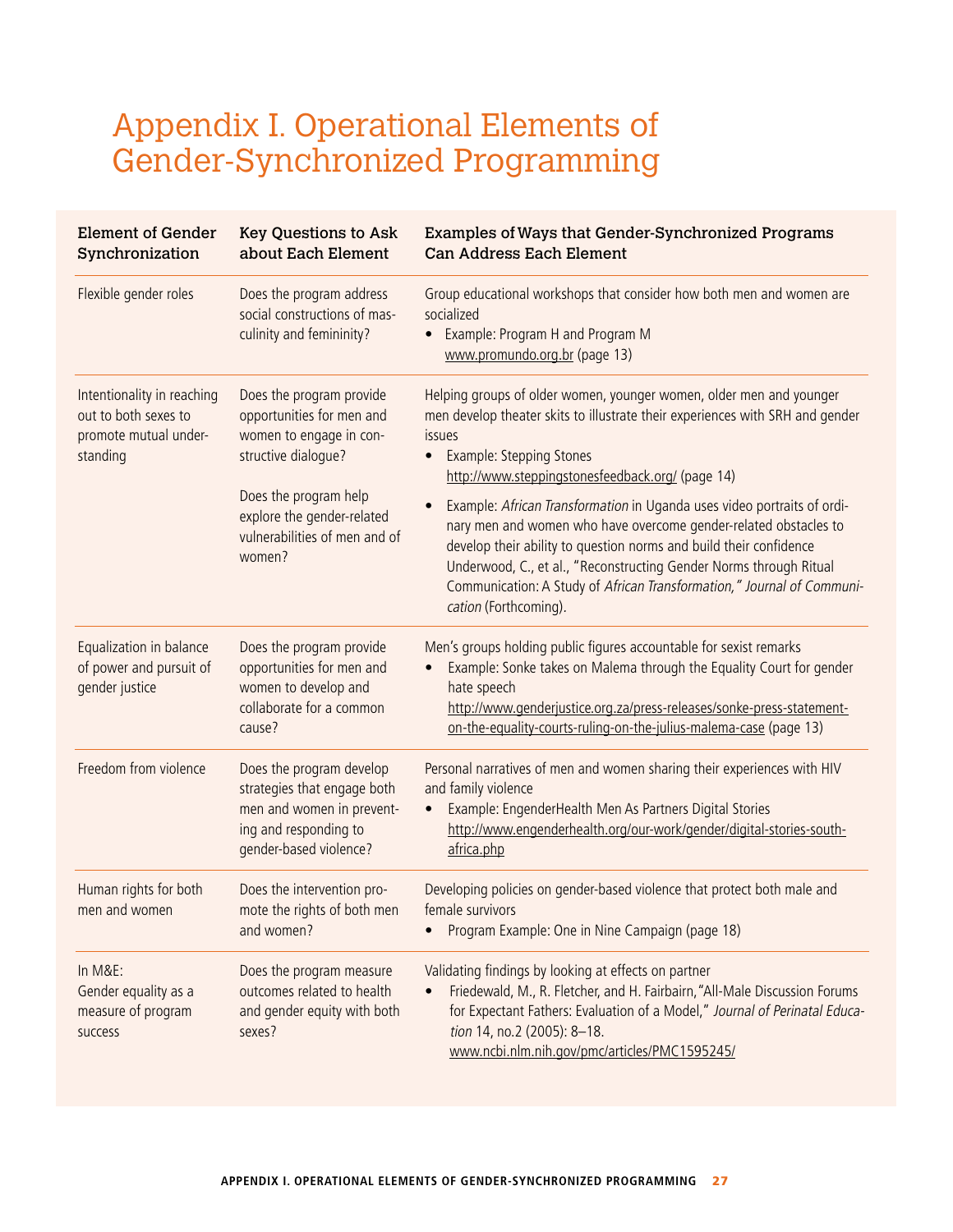# Appendix I. Operational Elements of Gender-Synchronized Programming

| Element of Gender Synchronization | Key Questions to Ask about Each Element | Examples of Ways that Gender-Synchronized Programs Can Address Each Element |
|---|---|---|
| Flexible gender roles | Does the program address social constructions of masculinity and femininity? | Group educational workshops that consider how both men and women are socialized<br>• Example: Program H and Program M www.promundo.org.br (page 13) |
| Intentionality in reaching out to both sexes to promote mutual understanding | Does the program provide opportunities for men and women to engage in constructive dialogue?<br><br>Does the program help explore the gender-related vulnerabilities of men and of women? | Helping groups of older women, younger women, older men and younger men develop theater skits to illustrate their experiences with SRH and gender issues<br>• Example: Stepping Stones http://www.steppingstonesfeedback.org/ (page 14)<br>• Example: *African Transformation* in Uganda uses video portraits of ordinary men and women who have overcome gender-related obstacles to develop their ability to question norms and build their confidence Underwood, C., et al., "Reconstructing Gender Norms through Ritual Communication: A Study of *African Transformation," Journal of Communication* (Forthcoming). |
| Equalization in balance of power and pursuit of gender justice | Does the program provide opportunities for men and women to develop and collaborate for a common cause? | Men's groups holding public figures accountable for sexist remarks<br>• Example: Sonke takes on Malema through the Equality Court for gender hate speech http://www.genderjustice.org.za/press-releases/sonke-press-statement-on-the-equality-courts-ruling-on-the-julius-malema-case (page 13) |
| Freedom from violence | Does the program develop strategies that engage both men and women in preventing and responding to gender-based violence? | Personal narratives of men and women sharing their experiences with HIV and family violence<br>• Example: EngenderHealth Men As Partners Digital Stories http://www.engenderhealth.org/our-work/gender/digital-stories-south-africa.php |
| Human rights for both men and women | Does the intervention promote the rights of both men and women? | Developing policies on gender-based violence that protect both male and female survivors<br>• Program Example: One in Nine Campaign (page 18) |
| In M&E:<br>Gender equality as a measure of program success | Does the program measure outcomes related to health and gender equity with both sexes? | Validating findings by looking at effects on partner<br>• Friedewald, M., R. Fletcher, and H. Fairbairn, "All-Male Discussion Forums for Expectant Fathers: Evaluation of a Model," *Journal of Perinatal Education* 14, no.2 (2005): 8–18. www.ncbi.nlm.nih.gov/pmc/articles/PMC1595245/ |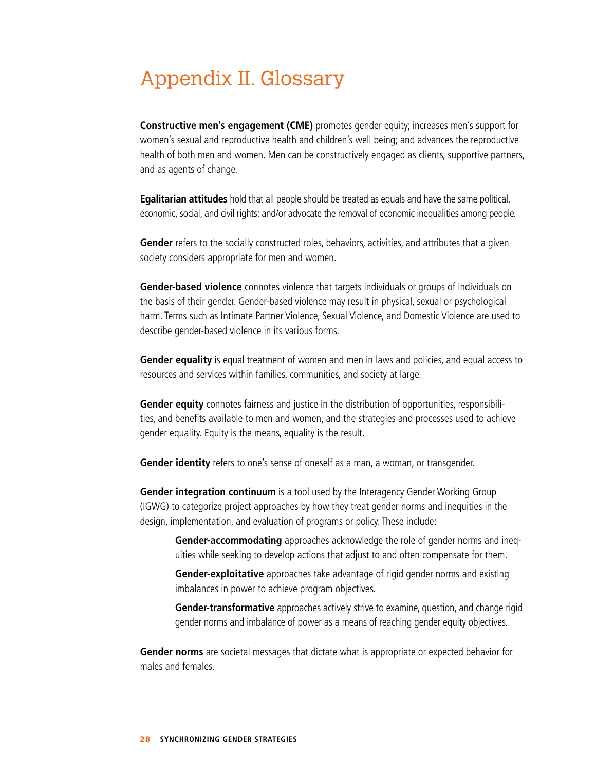# Appendix II. Glossary

**Constructive men's engagement (CME)** promotes gender equity; increases men's support for women's sexual and reproductive health and children's well being; and advances the reproductive health of both men and women. Men can be constructively engaged as clients, supportive partners, and as agents of change.

**Egalitarian attitudes** hold that all people should be treated as equals and have the same political, economic, social, and civil rights; and/or advocate the removal of economic inequalities among people.

**Gender** refers to the socially constructed roles, behaviors, activities, and attributes that a given society considers appropriate for men and women.

**Gender-based violence** connotes violence that targets individuals or groups of individuals on the basis of their gender. Gender-based violence may result in physical, sexual or psychological harm. Terms such as Intimate Partner Violence, Sexual Violence, and Domestic Violence are used to describe gender-based violence in its various forms.

**Gender equality** is equal treatment of women and men in laws and policies, and equal access to resources and services within families, communities, and society at large.

**Gender equity** connotes fairness and justice in the distribution of opportunities, responsibilities, and benefits available to men and women, and the strategies and processes used to achieve gender equality. Equity is the means, equality is the result.

**Gender identity** refers to one's sense of oneself as a man, a woman, or transgender.

**Gender integration continuum** is a tool used by the Interagency Gender Working Group (IGWG) to categorize project approaches by how they treat gender norms and inequities in the design, implementation, and evaluation of programs or policy. These include:

> **Gender-accommodating** approaches acknowledge the role of gender norms and inequities while seeking to develop actions that adjust to and often compensate for them.
>
> **Gender-exploitative** approaches take advantage of rigid gender norms and existing imbalances in power to achieve program objectives.
>
> **Gender-transformative** approaches actively strive to examine, question, and change rigid gender norms and imbalance of power as a means of reaching gender equity objectives.

**Gender norms** are societal messages that dictate what is appropriate or expected behavior for males and females.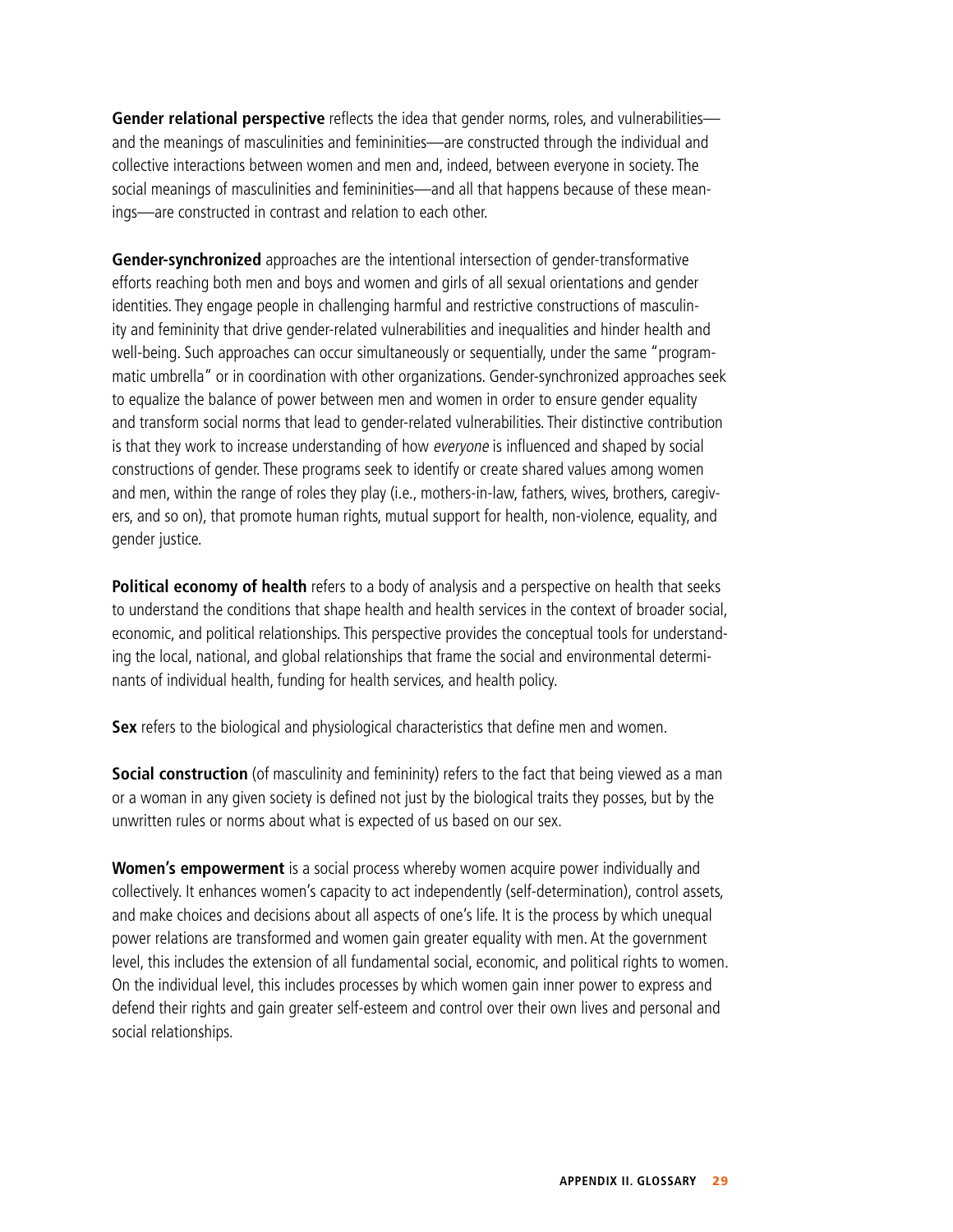**Gender relational perspective** reflects the idea that gender norms, roles, and vulnerabilities—and the meanings of masculinities and femininities—are constructed through the individual and collective interactions between women and men and, indeed, between everyone in society. The social meanings of masculinities and femininities—and all that happens because of these meanings—are constructed in contrast and relation to each other.

**Gender-synchronized** approaches are the intentional intersection of gender-transformative efforts reaching both men and boys and women and girls of all sexual orientations and gender identities. They engage people in challenging harmful and restrictive constructions of masculinity and femininity that drive gender-related vulnerabilities and inequalities and hinder health and well-being. Such approaches can occur simultaneously or sequentially, under the same "programmatic umbrella" or in coordination with other organizations. Gender-synchronized approaches seek to equalize the balance of power between men and women in order to ensure gender equality and transform social norms that lead to gender-related vulnerabilities. Their distinctive contribution is that they work to increase understanding of how *everyone* is influenced and shaped by social constructions of gender. These programs seek to identify or create shared values among women and men, within the range of roles they play (i.e., mothers-in-law, fathers, wives, brothers, caregivers, and so on), that promote human rights, mutual support for health, non-violence, equality, and gender justice.

**Political economy of health** refers to a body of analysis and a perspective on health that seeks to understand the conditions that shape health and health services in the context of broader social, economic, and political relationships. This perspective provides the conceptual tools for understanding the local, national, and global relationships that frame the social and environmental determinants of individual health, funding for health services, and health policy.

**Sex** refers to the biological and physiological characteristics that define men and women.

**Social construction** (of masculinity and femininity) refers to the fact that being viewed as a man or a woman in any given society is defined not just by the biological traits they posses, but by the unwritten rules or norms about what is expected of us based on our sex.

**Women's empowerment** is a social process whereby women acquire power individually and collectively. It enhances women's capacity to act independently (self-determination), control assets, and make choices and decisions about all aspects of one's life. It is the process by which unequal power relations are transformed and women gain greater equality with men. At the government level, this includes the extension of all fundamental social, economic, and political rights to women. On the individual level, this includes processes by which women gain inner power to express and defend their rights and gain greater self-esteem and control over their own lives and personal and social relationships.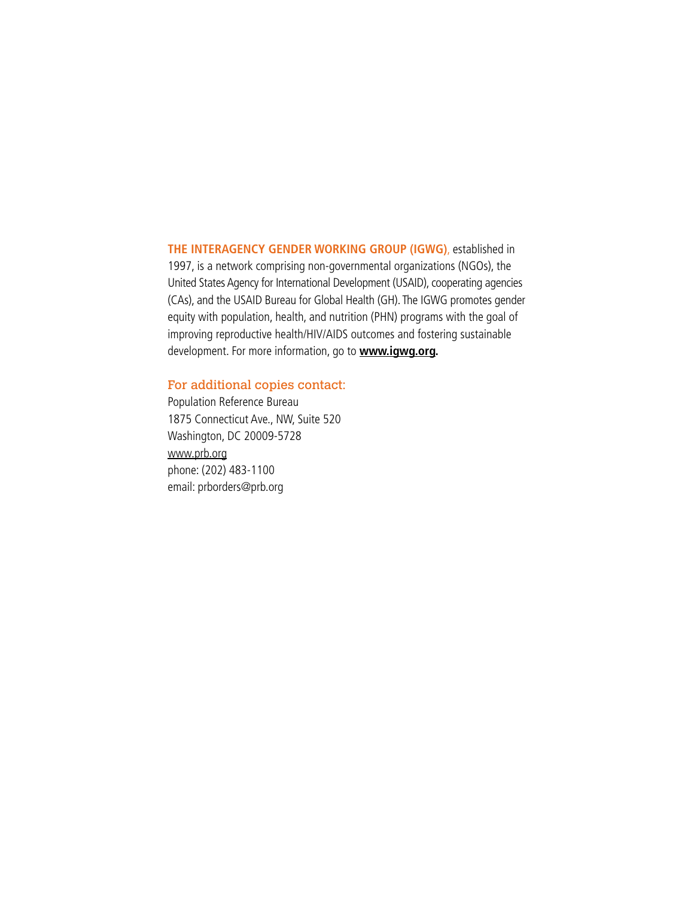**THE INTERAGENCY GENDER WORKING GROUP (IGWG)**, established in 1997, is a network comprising non-governmental organizations (NGOs), the United States Agency for International Development (USAID), cooperating agencies (CAs), and the USAID Bureau for Global Health (GH). The IGWG promotes gender equity with population, health, and nutrition (PHN) programs with the goal of improving reproductive health/HIV/AIDS outcomes and fostering sustainable development. For more information, go to **www.igwg.org.**

For additional copies contact:

Population Reference Bureau
1875 Connecticut Ave., NW, Suite 520
Washington, DC 20009-5728
www.prb.org
phone: (202) 483-1100
email: prborders@prb.org